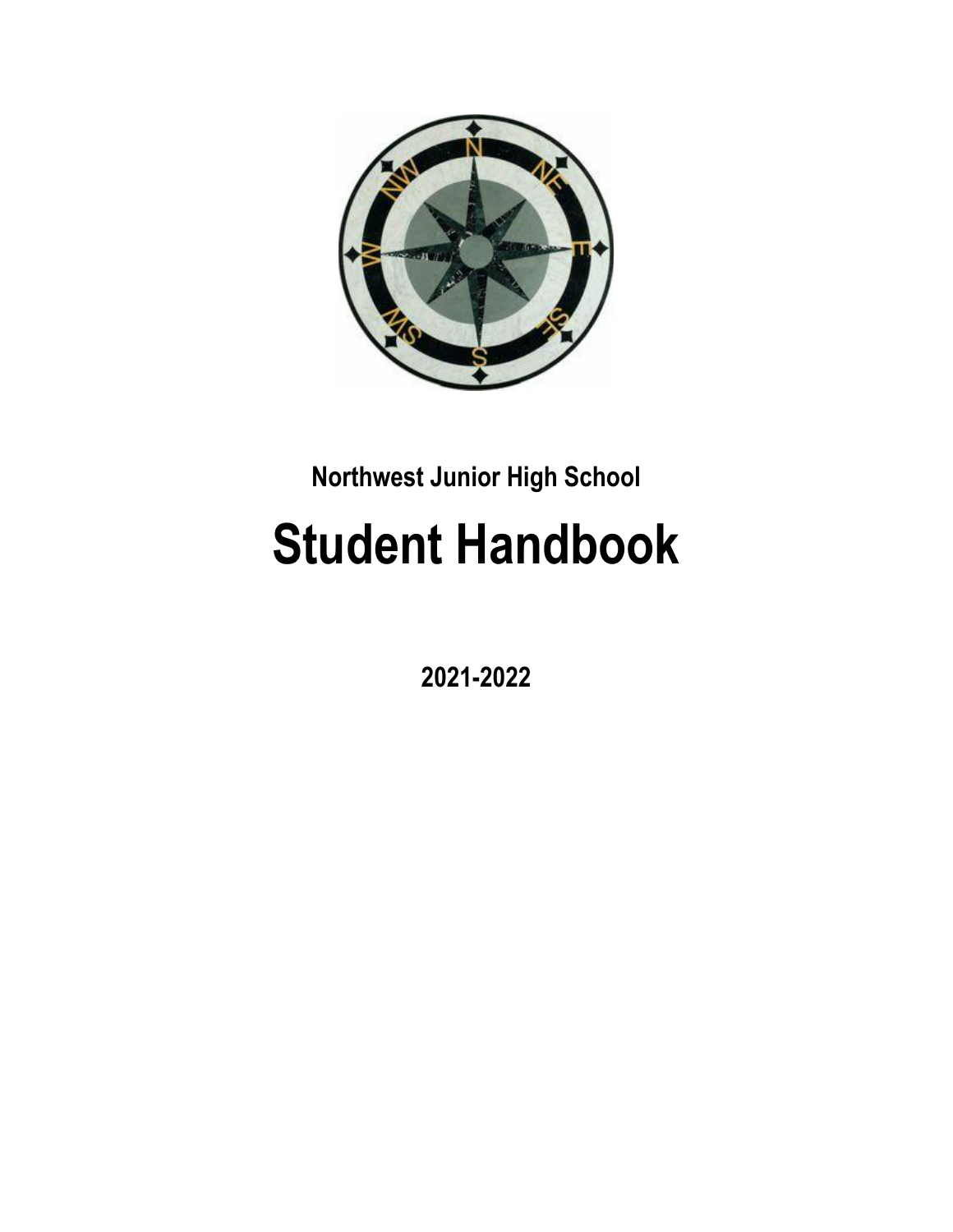**Northwest Junior High School**

# Student Handbook

**2021-2022**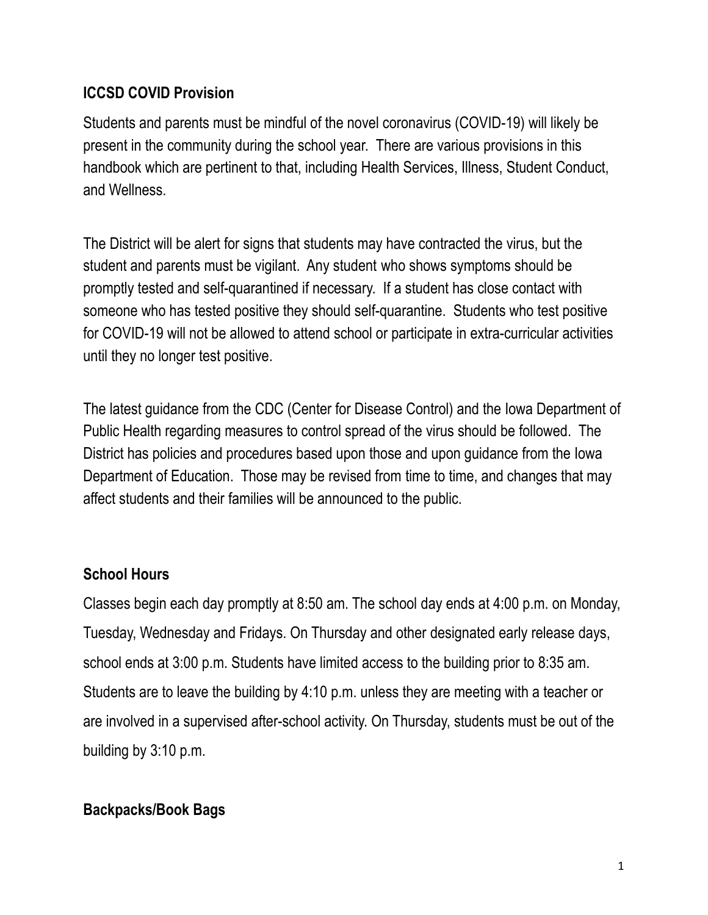## ICCSD COVID Provision

Students and parents must be mindful of the novel coronavirus (COVID-19) will likely be present in the community during the school year. There are various provisions in this handbook which are pertinent to that, including Health Services, Illness, Student Conduct, and Wellness.

The District will be alert for signs that students may have contracted the virus, but the student and parents must be vigilant. Any student who shows symptoms should be promptly tested and self-quarantined if necessary. If a student has close contact with someone who has tested positive they should self-quarantine. Students who test positive for COVID-19 will not be allowed to attend school or participate in extra-curricular activities until they no longer test positive.

The latest guidance from the CDC (Center for Disease Control) and the Iowa Department of Public Health regarding measures to control spread of the virus should be followed. The District has policies and procedures based upon those and upon guidance from the Iowa Department of Education. Those may be revised from time to time, and changes that may affect students and their families will be announced to the public.

## School Hours

Classes begin each day promptly at 8:50 am. The school day ends at 4:00 p.m. on Monday, Tuesday, Wednesday and Fridays. On Thursday and other designated early release days, school ends at 3:00 p.m. Students have limited access to the building prior to 8:35 am. Students are to leave the building by 4:10 p.m. unless they are meeting with a teacher or are involved in a supervised after-school activity. On Thursday, students must be out of the building by 3:10 p.m.

## Backpacks/Book Bags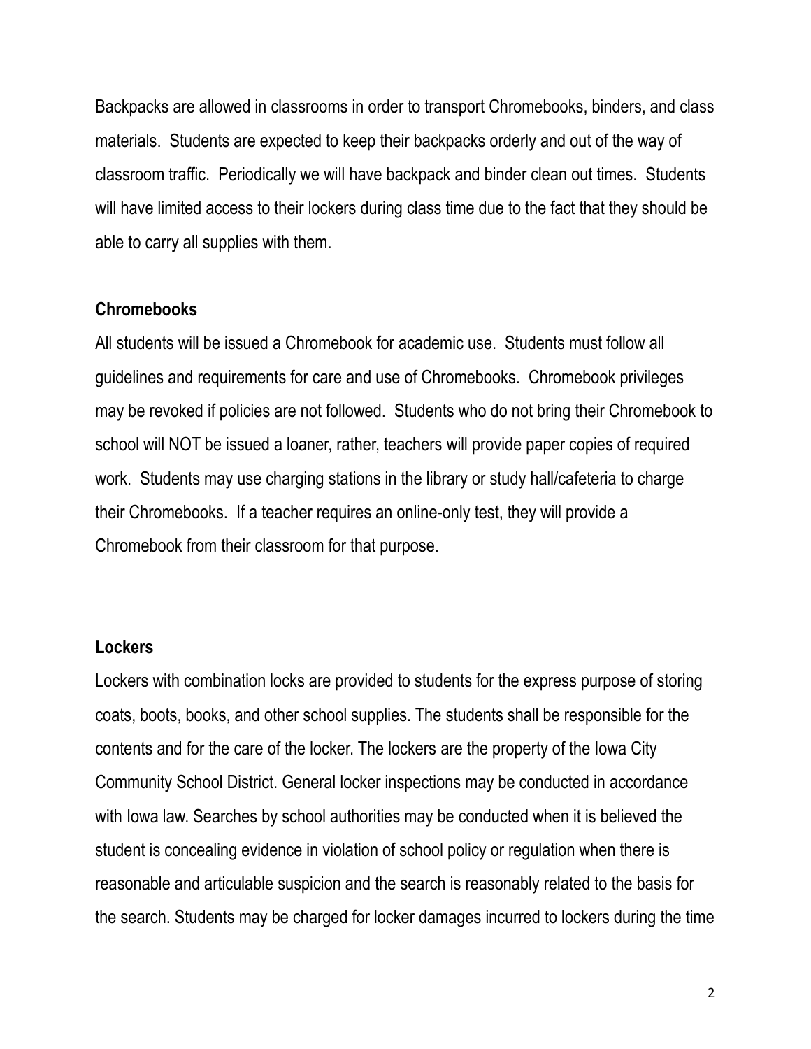Backpacks are allowed in classrooms in order to transport Chromebooks, binders, and class materials. Students are expected to keep their backpacks orderly and out of the way of classroom traffic. Periodically we will have backpack and binder clean out times. Students will have limited access to their lockers during class time due to the fact that they should be able to carry all supplies with them.

**Chromebooks**

All students will be issued a Chromebook for academic use. Students must follow all guidelines and requirements for care and use of Chromebooks. Chromebook privileges may be revoked if policies are not followed. Students who do not bring their Chromebook to school will NOT be issued a loaner, rather, teachers will provide paper copies of required work. Students may use charging stations in the library or study hall/cafeteria to charge their Chromebooks. If a teacher requires an online-only test, they will provide a Chromebook from their classroom for that purpose.

**Lockers**

Lockers with combination locks are provided to students for the express purpose of storing coats, boots, books, and other school supplies. The students shall be responsible for the contents and for the care of the locker. The lockers are the property of the Iowa City Community School District. General locker inspections may be conducted in accordance with Iowa law. Searches by school authorities may be conducted when it is believed the student is concealing evidence in violation of school policy or regulation when there is reasonable and articulable suspicion and the search is reasonably related to the basis for the search. Students may be charged for locker damages incurred to lockers during the time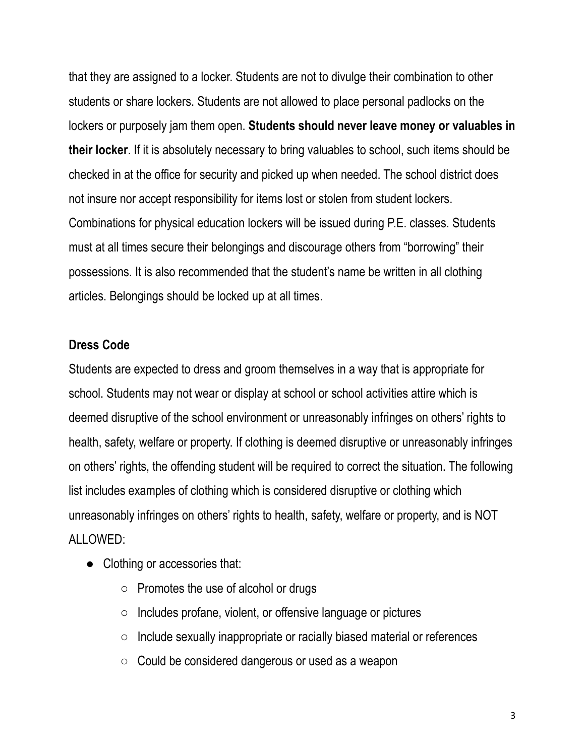that they are assigned to a locker. Students are not to divulge their combination to other students or share lockers. Students are not allowed to place personal padlocks on the lockers or purposely jam them open. **Students should never leave money or valuables in their locker**. If it is absolutely necessary to bring valuables to school, such items should be checked in at the office for security and picked up when needed. The school district does not insure nor accept responsibility for items lost or stolen from student lockers. Combinations for physical education lockers will be issued during P.E. classes. Students must at all times secure their belongings and discourage others from "borrowing" their possessions. It is also recommended that the student's name be written in all clothing articles. Belongings should be locked up at all times.

**Dress Code**

Students are expected to dress and groom themselves in a way that is appropriate for school. Students may not wear or display at school or school activities attire which is deemed disruptive of the school environment or unreasonably infringes on others' rights to health, safety, welfare or property. If clothing is deemed disruptive or unreasonably infringes on others' rights, the offending student will be required to correct the situation. The following list includes examples of clothing which is considered disruptive or clothing which unreasonably infringes on others' rights to health, safety, welfare or property, and is NOT ALLOWED:

- Clothing or accessories that:
  - Promotes the use of alcohol or drugs
  - Includes profane, violent, or offensive language or pictures
  - Include sexually inappropriate or racially biased material or references
  - Could be considered dangerous or used as a weapon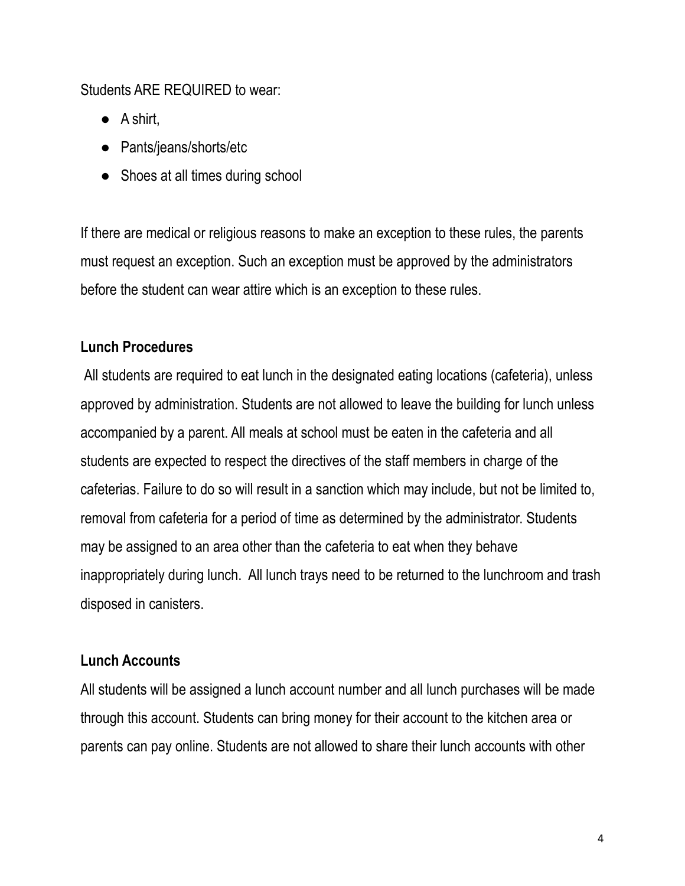Students ARE REQUIRED to wear:

- A shirt,
- Pants/jeans/shorts/etc
- Shoes at all times during school

If there are medical or religious reasons to make an exception to these rules, the parents must request an exception. Such an exception must be approved by the administrators before the student can wear attire which is an exception to these rules.

**Lunch Procedures**

All students are required to eat lunch in the designated eating locations (cafeteria), unless approved by administration. Students are not allowed to leave the building for lunch unless accompanied by a parent. All meals at school must be eaten in the cafeteria and all students are expected to respect the directives of the staff members in charge of the cafeterias. Failure to do so will result in a sanction which may include, but not be limited to, removal from cafeteria for a period of time as determined by the administrator. Students may be assigned to an area other than the cafeteria to eat when they behave inappropriately during lunch. All lunch trays need to be returned to the lunchroom and trash disposed in canisters.

**Lunch Accounts**

All students will be assigned a lunch account number and all lunch purchases will be made through this account. Students can bring money for their account to the kitchen area or parents can pay online. Students are not allowed to share their lunch accounts with other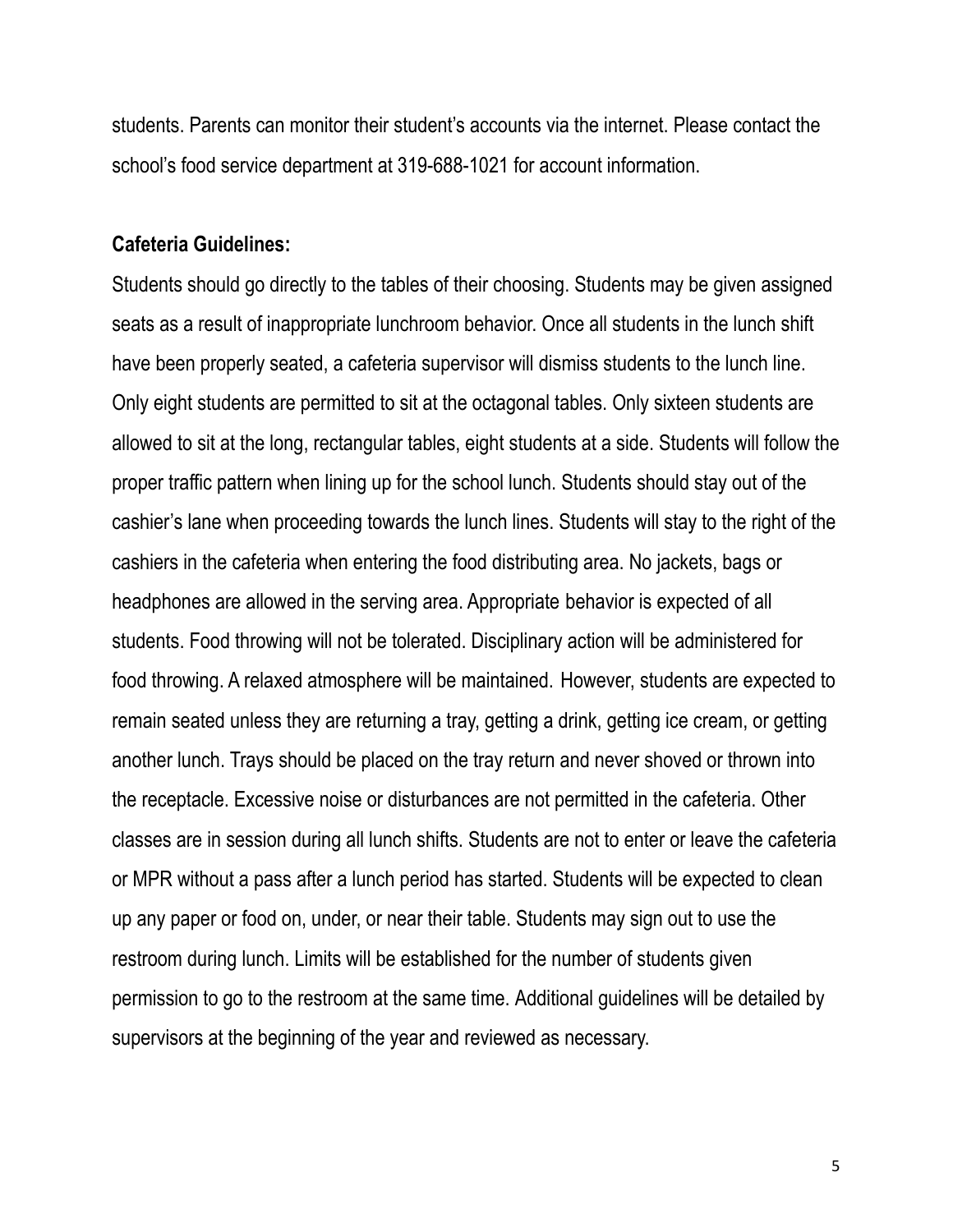students. Parents can monitor their student's accounts via the internet. Please contact the school's food service department at 319-688-1021 for account information.

**Cafeteria Guidelines:**

Students should go directly to the tables of their choosing. Students may be given assigned seats as a result of inappropriate lunchroom behavior. Once all students in the lunch shift have been properly seated, a cafeteria supervisor will dismiss students to the lunch line. Only eight students are permitted to sit at the octagonal tables. Only sixteen students are allowed to sit at the long, rectangular tables, eight students at a side. Students will follow the proper traffic pattern when lining up for the school lunch. Students should stay out of the cashier's lane when proceeding towards the lunch lines. Students will stay to the right of the cashiers in the cafeteria when entering the food distributing area. No jackets, bags or headphones are allowed in the serving area. Appropriate behavior is expected of all students. Food throwing will not be tolerated. Disciplinary action will be administered for food throwing. A relaxed atmosphere will be maintained. However, students are expected to remain seated unless they are returning a tray, getting a drink, getting ice cream, or getting another lunch. Trays should be placed on the tray return and never shoved or thrown into the receptacle. Excessive noise or disturbances are not permitted in the cafeteria. Other classes are in session during all lunch shifts. Students are not to enter or leave the cafeteria or MPR without a pass after a lunch period has started. Students will be expected to clean up any paper or food on, under, or near their table. Students may sign out to use the restroom during lunch. Limits will be established for the number of students given permission to go to the restroom at the same time. Additional guidelines will be detailed by supervisors at the beginning of the year and reviewed as necessary.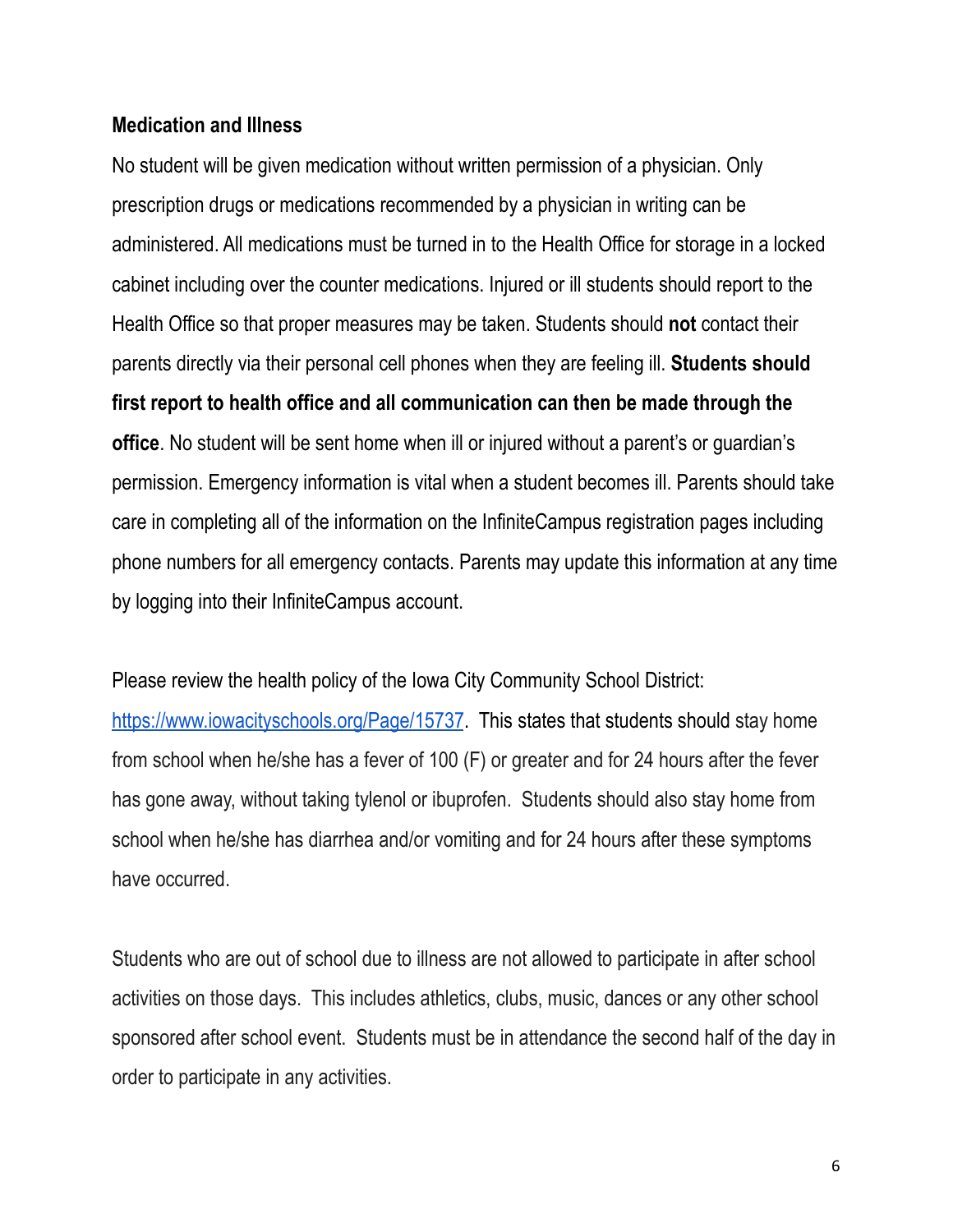**Medication and Illness**

No student will be given medication without written permission of a physician. Only prescription drugs or medications recommended by a physician in writing can be administered. All medications must be turned in to the Health Office for storage in a locked cabinet including over the counter medications. Injured or ill students should report to the Health Office so that proper measures may be taken. Students should **not** contact their parents directly via their personal cell phones when they are feeling ill. **Students should first report to health office and all communication can then be made through the office**. No student will be sent home when ill or injured without a parent's or guardian's permission. Emergency information is vital when a student becomes ill. Parents should take care in completing all of the information on the InfiniteCampus registration pages including phone numbers for all emergency contacts. Parents may update this information at any time by logging into their InfiniteCampus account.

Please review the health policy of the Iowa City Community School District: [https://www.iowacityschools.org/Page/15737](https://www.iowacityschools.org/Page/15737). This states that students should stay home from school when he/she has a fever of 100 (F) or greater and for 24 hours after the fever has gone away, without taking tylenol or ibuprofen. Students should also stay home from school when he/she has diarrhea and/or vomiting and for 24 hours after these symptoms have occurred.

Students who are out of school due to illness are not allowed to participate in after school activities on those days. This includes athletics, clubs, music, dances or any other school sponsored after school event. Students must be in attendance the second half of the day in order to participate in any activities.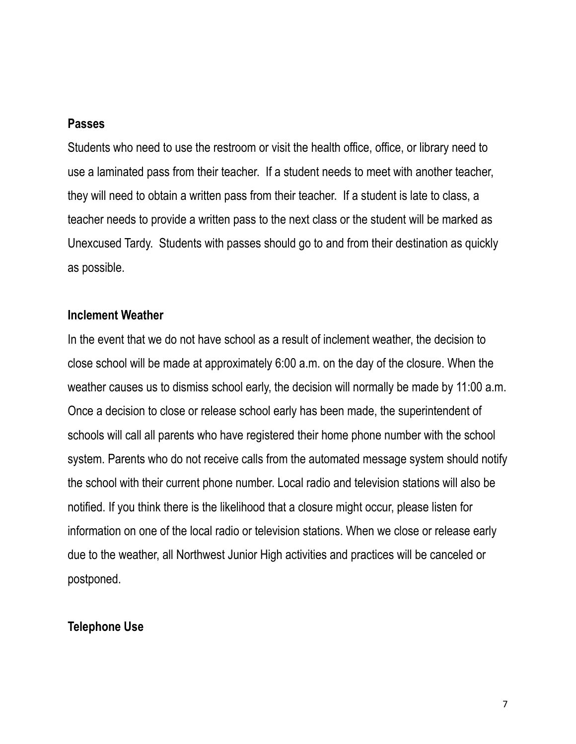**Passes**

Students who need to use the restroom or visit the health office, office, or library need to use a laminated pass from their teacher. If a student needs to meet with another teacher, they will need to obtain a written pass from their teacher. If a student is late to class, a teacher needs to provide a written pass to the next class or the student will be marked as Unexcused Tardy. Students with passes should go to and from their destination as quickly as possible.

**Inclement Weather**

In the event that we do not have school as a result of inclement weather, the decision to close school will be made at approximately 6:00 a.m. on the day of the closure. When the weather causes us to dismiss school early, the decision will normally be made by 11:00 a.m. Once a decision to close or release school early has been made, the superintendent of schools will call all parents who have registered their home phone number with the school system. Parents who do not receive calls from the automated message system should notify the school with their current phone number. Local radio and television stations will also be notified. If you think there is the likelihood that a closure might occur, please listen for information on one of the local radio or television stations. When we close or release early due to the weather, all Northwest Junior High activities and practices will be canceled or postponed.

**Telephone Use**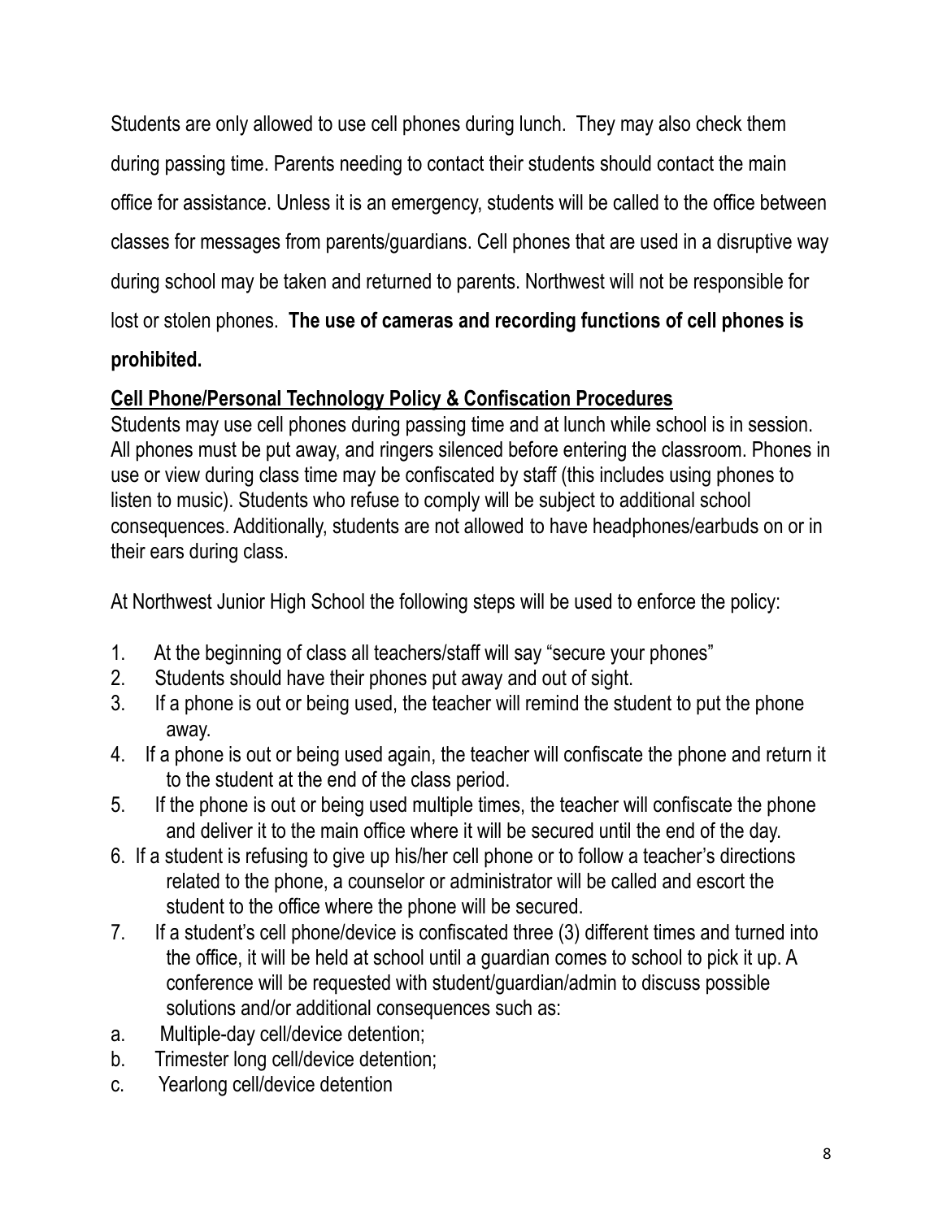Students are only allowed to use cell phones during lunch. They may also check them during passing time. Parents needing to contact their students should contact the main office for assistance. Unless it is an emergency, students will be called to the office between classes for messages from parents/guardians. Cell phones that are used in a disruptive way during school may be taken and returned to parents. Northwest will not be responsible for lost or stolen phones. **The use of cameras and recording functions of cell phones is prohibited.**

**Cell Phone/Personal Technology Policy & Confiscation Procedures**

Students may use cell phones during passing time and at lunch while school is in session. All phones must be put away, and ringers silenced before entering the classroom. Phones in use or view during class time may be confiscated by staff (this includes using phones to listen to music). Students who refuse to comply will be subject to additional school consequences. Additionally, students are not allowed to have headphones/earbuds on or in their ears during class.

At Northwest Junior High School the following steps will be used to enforce the policy:

1. At the beginning of class all teachers/staff will say "secure your phones"
2. Students should have their phones put away and out of sight.
3. If a phone is out or being used, the teacher will remind the student to put the phone away.
4. If a phone is out or being used again, the teacher will confiscate the phone and return it to the student at the end of the class period.
5. If the phone is out or being used multiple times, the teacher will confiscate the phone and deliver it to the main office where it will be secured until the end of the day.
6. If a student is refusing to give up his/her cell phone or to follow a teacher's directions related to the phone, a counselor or administrator will be called and escort the student to the office where the phone will be secured.
7. If a student's cell phone/device is confiscated three (3) different times and turned into the office, it will be held at school until a guardian comes to school to pick it up. A conference will be requested with student/guardian/admin to discuss possible solutions and/or additional consequences such as:

a. Multiple-day cell/device detention;
b. Trimester long cell/device detention;
c. Yearlong cell/device detention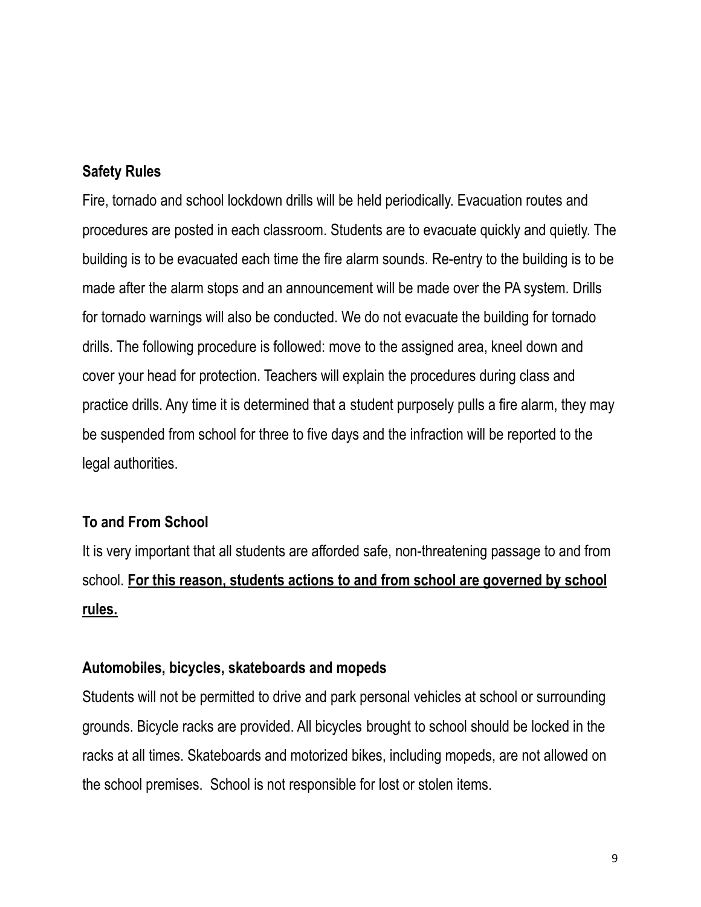**Safety Rules**

Fire, tornado and school lockdown drills will be held periodically. Evacuation routes and procedures are posted in each classroom. Students are to evacuate quickly and quietly. The building is to be evacuated each time the fire alarm sounds. Re-entry to the building is to be made after the alarm stops and an announcement will be made over the PA system. Drills for tornado warnings will also be conducted. We do not evacuate the building for tornado drills. The following procedure is followed: move to the assigned area, kneel down and cover your head for protection. Teachers will explain the procedures during class and practice drills. Any time it is determined that a student purposely pulls a fire alarm, they may be suspended from school for three to five days and the infraction will be reported to the legal authorities.

**To and From School**

It is very important that all students are afforded safe, non-threatening passage to and from school. **<u>For this reason, students actions to and from school are governed by school rules.</u>**

**Automobiles, bicycles, skateboards and mopeds**

Students will not be permitted to drive and park personal vehicles at school or surrounding grounds. Bicycle racks are provided. All bicycles brought to school should be locked in the racks at all times. Skateboards and motorized bikes, including mopeds, are not allowed on the school premises. School is not responsible for lost or stolen items.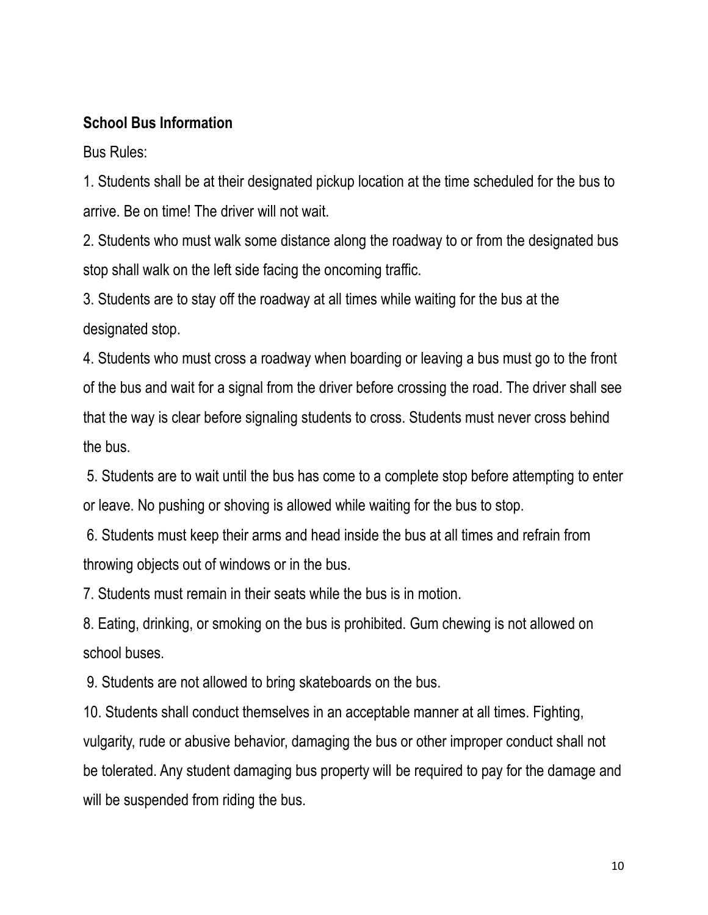**School Bus Information**

Bus Rules:

1. Students shall be at their designated pickup location at the time scheduled for the bus to arrive. Be on time! The driver will not wait.
2. Students who must walk some distance along the roadway to or from the designated bus stop shall walk on the left side facing the oncoming traffic.
3. Students are to stay off the roadway at all times while waiting for the bus at the designated stop.
4. Students who must cross a roadway when boarding or leaving a bus must go to the front of the bus and wait for a signal from the driver before crossing the road. The driver shall see that the way is clear before signaling students to cross. Students must never cross behind the bus.
5. Students are to wait until the bus has come to a complete stop before attempting to enter or leave. No pushing or shoving is allowed while waiting for the bus to stop.
6. Students must keep their arms and head inside the bus at all times and refrain from throwing objects out of windows or in the bus.
7. Students must remain in their seats while the bus is in motion.
8. Eating, drinking, or smoking on the bus is prohibited. Gum chewing is not allowed on school buses.
9. Students are not allowed to bring skateboards on the bus.
10. Students shall conduct themselves in an acceptable manner at all times. Fighting, vulgarity, rude or abusive behavior, damaging the bus or other improper conduct shall not be tolerated. Any student damaging bus property will be required to pay for the damage and will be suspended from riding the bus.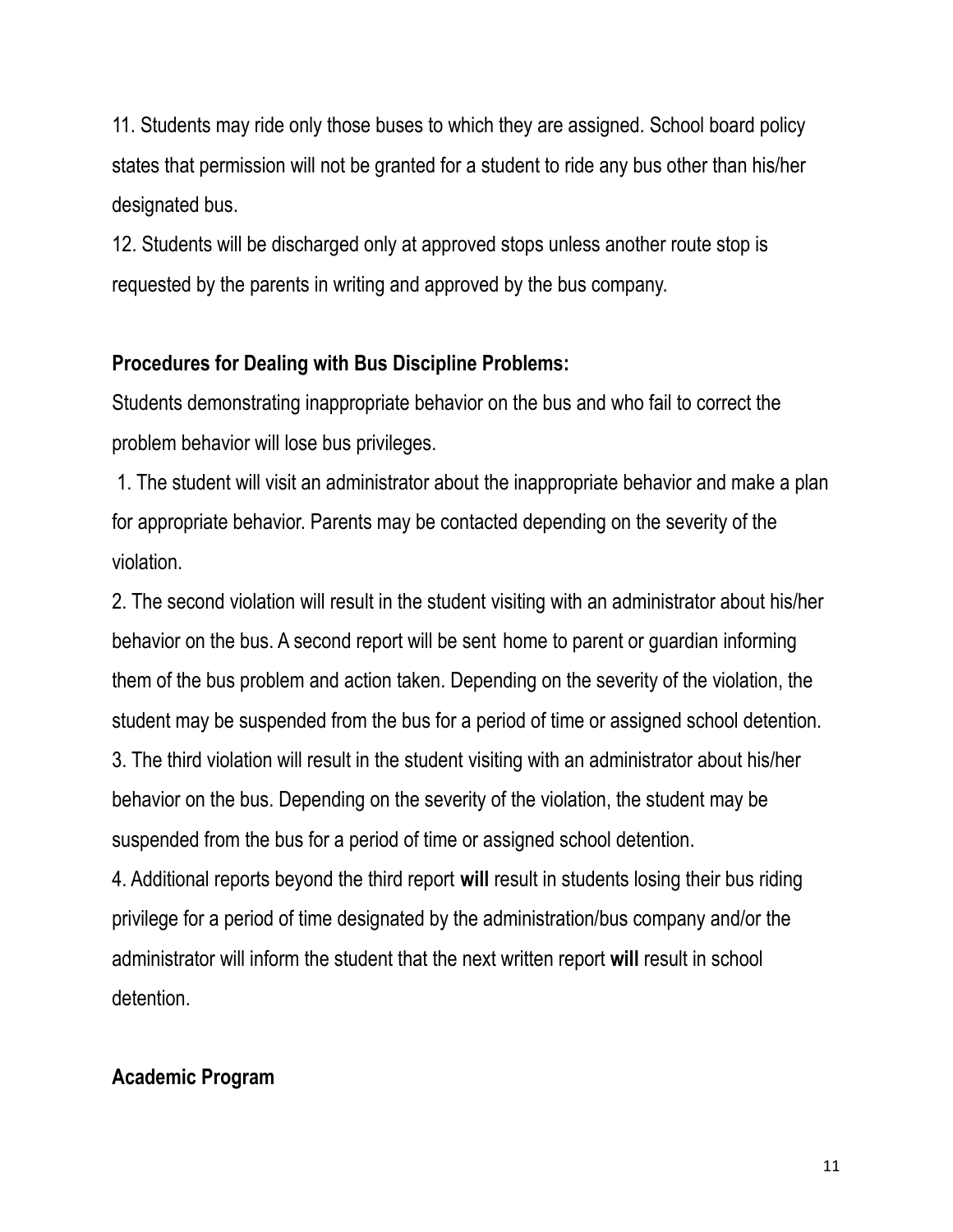11. Students may ride only those buses to which they are assigned. School board policy states that permission will not be granted for a student to ride any bus other than his/her designated bus.
12. Students will be discharged only at approved stops unless another route stop is requested by the parents in writing and approved by the bus company.

**Procedures for Dealing with Bus Discipline Problems:**

Students demonstrating inappropriate behavior on the bus and who fail to correct the problem behavior will lose bus privileges.

1. The student will visit an administrator about the inappropriate behavior and make a plan for appropriate behavior. Parents may be contacted depending on the severity of the violation.
2. The second violation will result in the student visiting with an administrator about his/her behavior on the bus. A second report will be sent home to parent or guardian informing them of the bus problem and action taken. Depending on the severity of the violation, the student may be suspended from the bus for a period of time or assigned school detention.
3. The third violation will result in the student visiting with an administrator about his/her behavior on the bus. Depending on the severity of the violation, the student may be suspended from the bus for a period of time or assigned school detention.
4. Additional reports beyond the third report **will** result in students losing their bus riding privilege for a period of time designated by the administration/bus company and/or the administrator will inform the student that the next written report **will** result in school detention.

**Academic Program**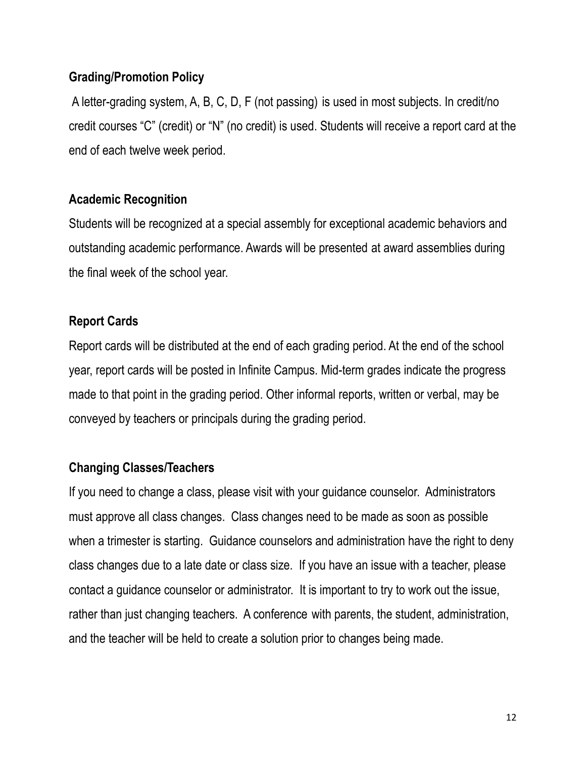**Grading/Promotion Policy**

A letter-grading system, A, B, C, D, F (not passing) is used in most subjects. In credit/no credit courses "C" (credit) or "N" (no credit) is used. Students will receive a report card at the end of each twelve week period.

**Academic Recognition**

Students will be recognized at a special assembly for exceptional academic behaviors and outstanding academic performance. Awards will be presented at award assemblies during the final week of the school year.

**Report Cards**

Report cards will be distributed at the end of each grading period. At the end of the school year, report cards will be posted in Infinite Campus. Mid-term grades indicate the progress made to that point in the grading period. Other informal reports, written or verbal, may be conveyed by teachers or principals during the grading period.

**Changing Classes/Teachers**

If you need to change a class, please visit with your guidance counselor. Administrators must approve all class changes. Class changes need to be made as soon as possible when a trimester is starting. Guidance counselors and administration have the right to deny class changes due to a late date or class size. If you have an issue with a teacher, please contact a guidance counselor or administrator. It is important to try to work out the issue, rather than just changing teachers. A conference with parents, the student, administration, and the teacher will be held to create a solution prior to changes being made.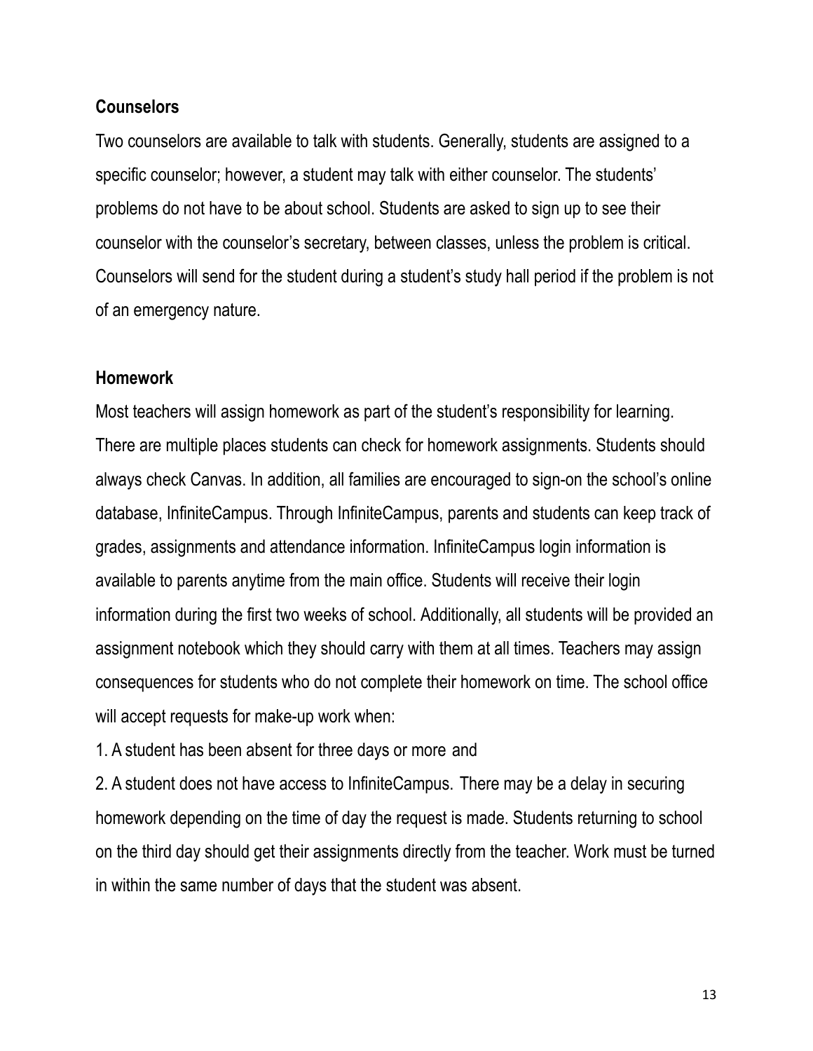**Counselors**

Two counselors are available to talk with students. Generally, students are assigned to a specific counselor; however, a student may talk with either counselor. The students' problems do not have to be about school. Students are asked to sign up to see their counselor with the counselor's secretary, between classes, unless the problem is critical. Counselors will send for the student during a student's study hall period if the problem is not of an emergency nature.

**Homework**

Most teachers will assign homework as part of the student's responsibility for learning. There are multiple places students can check for homework assignments. Students should always check Canvas. In addition, all families are encouraged to sign-on the school's online database, InfiniteCampus. Through InfiniteCampus, parents and students can keep track of grades, assignments and attendance information. InfiniteCampus login information is available to parents anytime from the main office. Students will receive their login information during the first two weeks of school. Additionally, all students will be provided an assignment notebook which they should carry with them at all times. Teachers may assign consequences for students who do not complete their homework on time. The school office will accept requests for make-up work when:

1. A student has been absent for three days or more and
2. A student does not have access to InfiniteCampus. There may be a delay in securing homework depending on the time of day the request is made. Students returning to school on the third day should get their assignments directly from the teacher. Work must be turned in within the same number of days that the student was absent.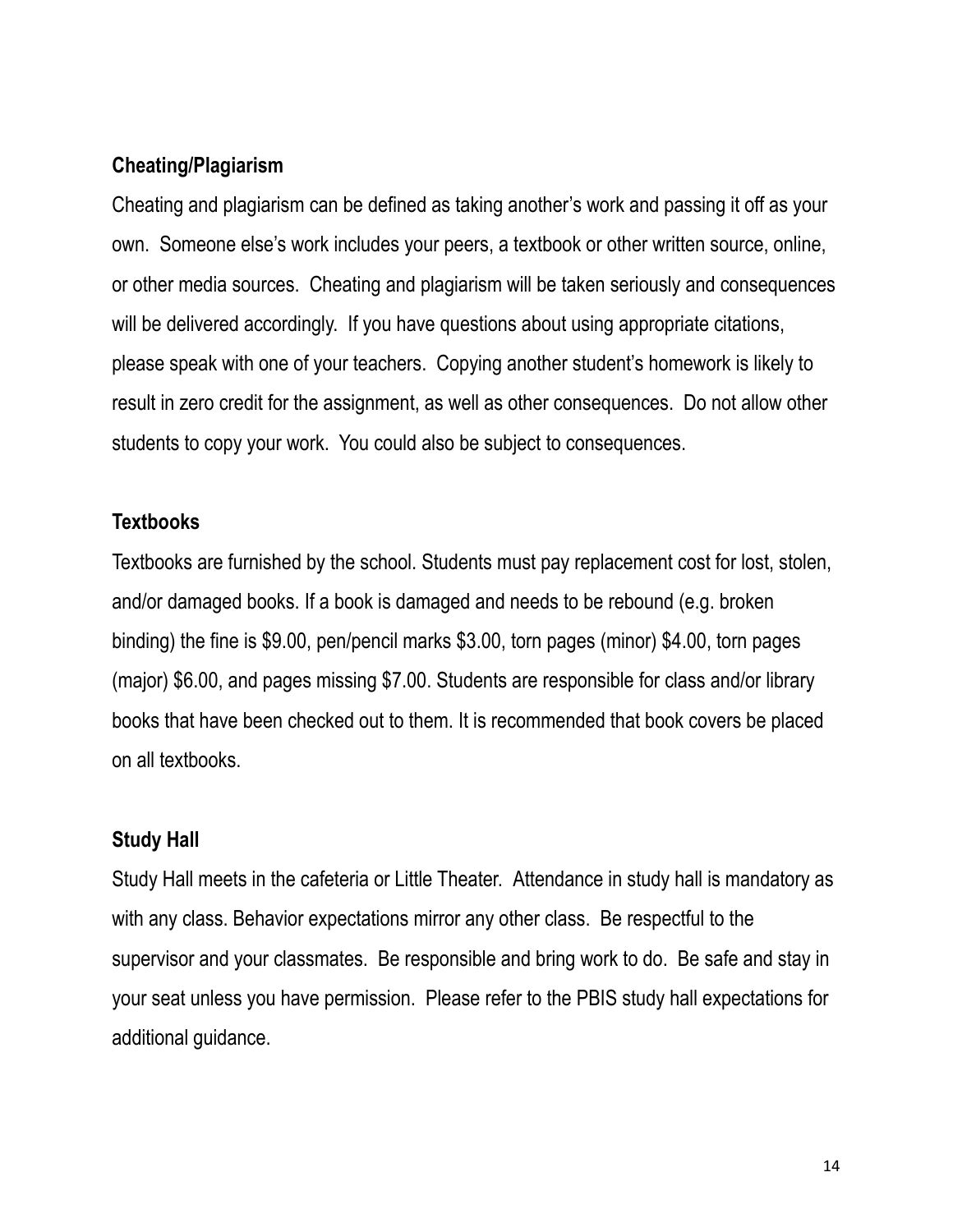### Cheating/Plagiarism

Cheating and plagiarism can be defined as taking another's work and passing it off as your own. Someone else's work includes your peers, a textbook or other written source, online, or other media sources. Cheating and plagiarism will be taken seriously and consequences will be delivered accordingly. If you have questions about using appropriate citations, please speak with one of your teachers. Copying another student's homework is likely to result in zero credit for the assignment, as well as other consequences. Do not allow other students to copy your work. You could also be subject to consequences.

### Textbooks

Textbooks are furnished by the school. Students must pay replacement cost for lost, stolen, and/or damaged books. If a book is damaged and needs to be rebound (e.g. broken binding) the fine is $9.00, pen/pencil marks $3.00, torn pages (minor) $4.00, torn pages (major) $6.00, and pages missing $7.00. Students are responsible for class and/or library books that have been checked out to them. It is recommended that book covers be placed on all textbooks.

### Study Hall

Study Hall meets in the cafeteria or Little Theater. Attendance in study hall is mandatory as with any class. Behavior expectations mirror any other class. Be respectful to the supervisor and your classmates. Be responsible and bring work to do. Be safe and stay in your seat unless you have permission. Please refer to the PBIS study hall expectations for additional guidance.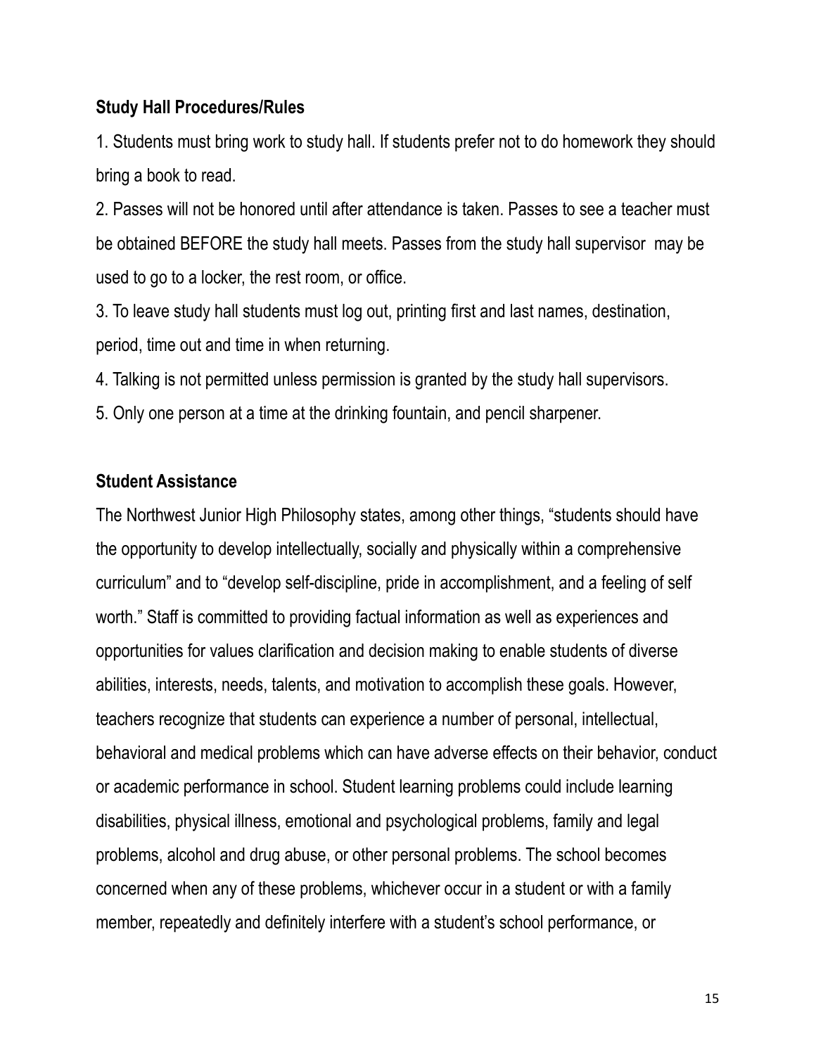**Study Hall Procedures/Rules**

1. Students must bring work to study hall. If students prefer not to do homework they should bring a book to read.
2. Passes will not be honored until after attendance is taken. Passes to see a teacher must be obtained BEFORE the study hall meets. Passes from the study hall supervisor may be used to go to a locker, the rest room, or office.
3. To leave study hall students must log out, printing first and last names, destination, period, time out and time in when returning.
4. Talking is not permitted unless permission is granted by the study hall supervisors.
5. Only one person at a time at the drinking fountain, and pencil sharpener.

**Student Assistance**

The Northwest Junior High Philosophy states, among other things, "students should have the opportunity to develop intellectually, socially and physically within a comprehensive curriculum" and to "develop self-discipline, pride in accomplishment, and a feeling of self worth." Staff is committed to providing factual information as well as experiences and opportunities for values clarification and decision making to enable students of diverse abilities, interests, needs, talents, and motivation to accomplish these goals. However, teachers recognize that students can experience a number of personal, intellectual, behavioral and medical problems which can have adverse effects on their behavior, conduct or academic performance in school. Student learning problems could include learning disabilities, physical illness, emotional and psychological problems, family and legal problems, alcohol and drug abuse, or other personal problems. The school becomes concerned when any of these problems, whichever occur in a student or with a family member, repeatedly and definitely interfere with a student's school performance, or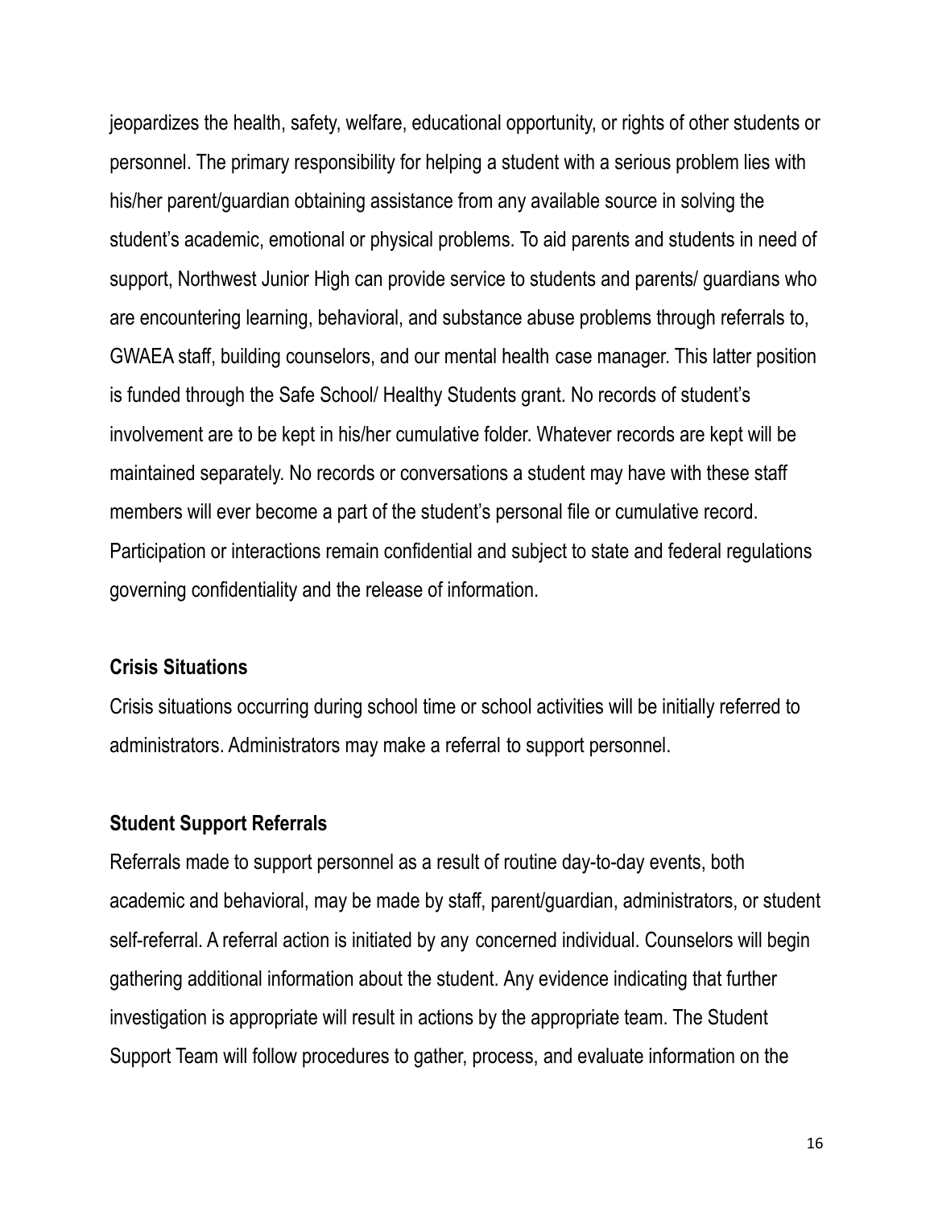jeopardizes the health, safety, welfare, educational opportunity, or rights of other students or personnel. The primary responsibility for helping a student with a serious problem lies with his/her parent/guardian obtaining assistance from any available source in solving the student's academic, emotional or physical problems. To aid parents and students in need of support, Northwest Junior High can provide service to students and parents/ guardians who are encountering learning, behavioral, and substance abuse problems through referrals to, GWAEA staff, building counselors, and our mental health case manager. This latter position is funded through the Safe School/ Healthy Students grant. No records of student's involvement are to be kept in his/her cumulative folder. Whatever records are kept will be maintained separately. No records or conversations a student may have with these staff members will ever become a part of the student's personal file or cumulative record. Participation or interactions remain confidential and subject to state and federal regulations governing confidentiality and the release of information.

**Crisis Situations**

Crisis situations occurring during school time or school activities will be initially referred to administrators. Administrators may make a referral to support personnel.

**Student Support Referrals**

Referrals made to support personnel as a result of routine day-to-day events, both academic and behavioral, may be made by staff, parent/guardian, administrators, or student self-referral. A referral action is initiated by any concerned individual. Counselors will begin gathering additional information about the student. Any evidence indicating that further investigation is appropriate will result in actions by the appropriate team. The Student Support Team will follow procedures to gather, process, and evaluate information on the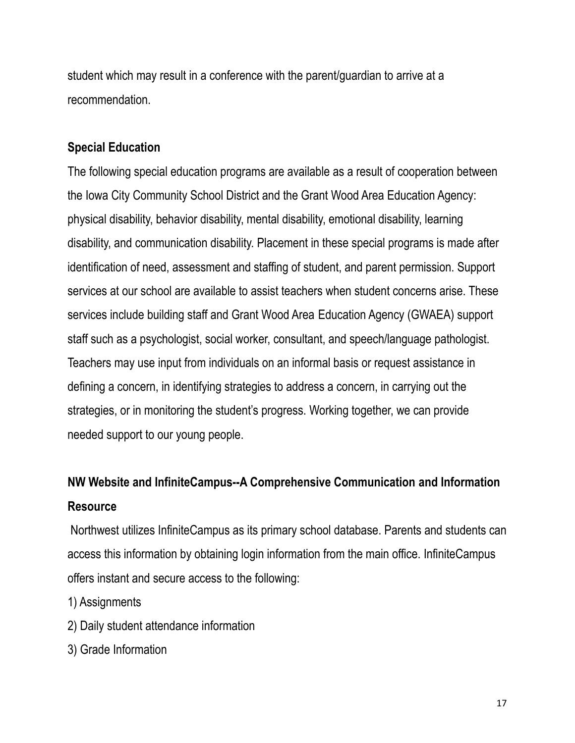student which may result in a conference with the parent/guardian to arrive at a recommendation.

**Special Education**

The following special education programs are available as a result of cooperation between the Iowa City Community School District and the Grant Wood Area Education Agency: physical disability, behavior disability, mental disability, emotional disability, learning disability, and communication disability. Placement in these special programs is made after identification of need, assessment and staffing of student, and parent permission. Support services at our school are available to assist teachers when student concerns arise. These services include building staff and Grant Wood Area Education Agency (GWAEA) support staff such as a psychologist, social worker, consultant, and speech/language pathologist. Teachers may use input from individuals on an informal basis or request assistance in defining a concern, in identifying strategies to address a concern, in carrying out the strategies, or in monitoring the student's progress. Working together, we can provide needed support to our young people.

**NW Website and InfiniteCampus--A Comprehensive Communication and Information Resource**

Northwest utilizes InfiniteCampus as its primary school database. Parents and students can access this information by obtaining login information from the main office. InfiniteCampus offers instant and secure access to the following:

1) Assignments
2) Daily student attendance information
3) Grade Information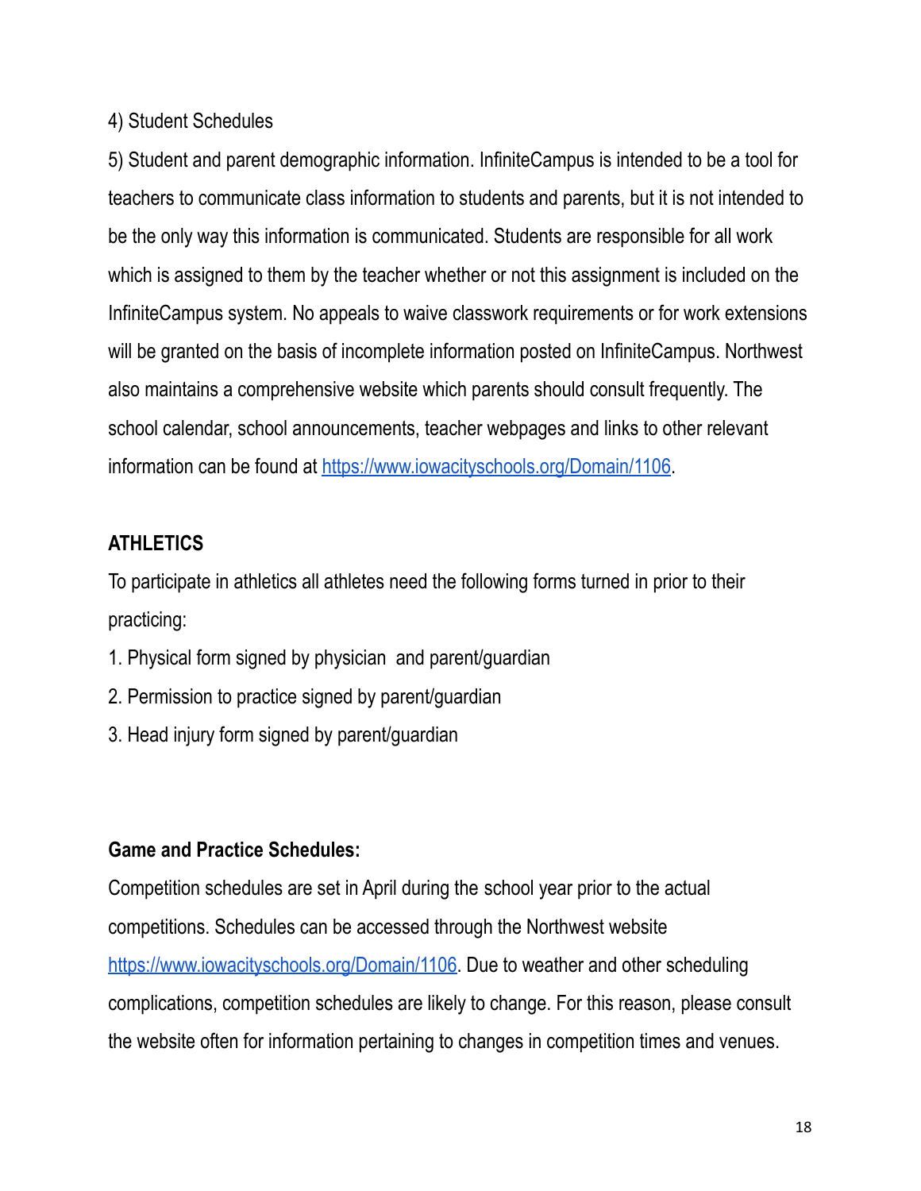4) Student Schedules

5) Student and parent demographic information. InfiniteCampus is intended to be a tool for teachers to communicate class information to students and parents, but it is not intended to be the only way this information is communicated. Students are responsible for all work which is assigned to them by the teacher whether or not this assignment is included on the InfiniteCampus system. No appeals to waive classwork requirements or for work extensions will be granted on the basis of incomplete information posted on InfiniteCampus. Northwest also maintains a comprehensive website which parents should consult frequently. The school calendar, school announcements, teacher webpages and links to other relevant information can be found at [https://www.iowacityschools.org/Domain/1106](https://www.iowacityschools.org/Domain/1106).

## ATHLETICS

To participate in athletics all athletes need the following forms turned in prior to their practicing:

1. Physical form signed by physician and parent/guardian
2. Permission to practice signed by parent/guardian
3. Head injury form signed by parent/guardian

### Game and Practice Schedules:

Competition schedules are set in April during the school year prior to the actual competitions. Schedules can be accessed through the Northwest website [https://www.iowacityschools.org/Domain/1106](https://www.iowacityschools.org/Domain/1106). Due to weather and other scheduling complications, competition schedules are likely to change. For this reason, please consult the website often for information pertaining to changes in competition times and venues.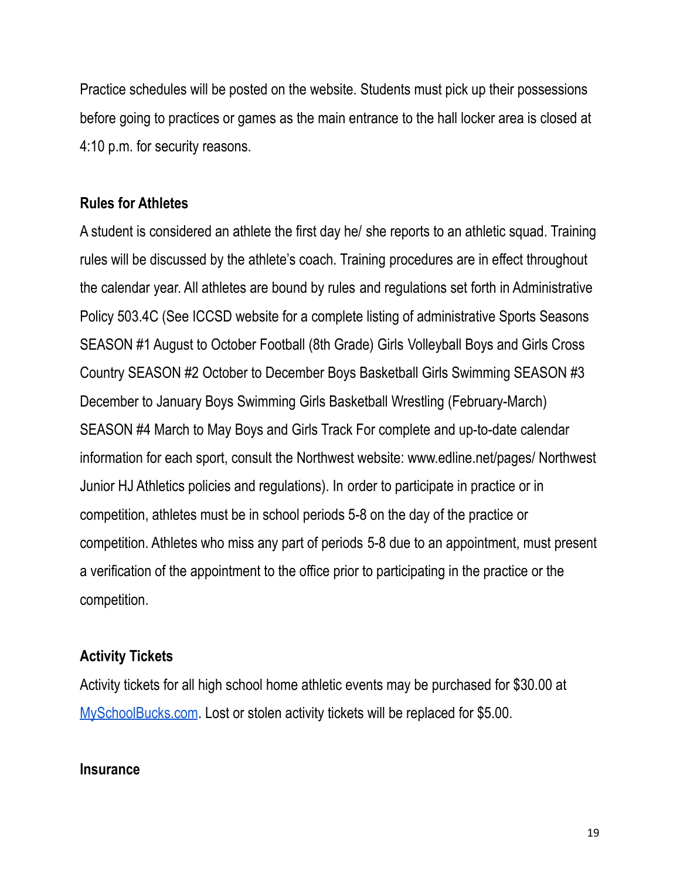Practice schedules will be posted on the website. Students must pick up their possessions before going to practices or games as the main entrance to the hall locker area is closed at 4:10 p.m. for security reasons.

**Rules for Athletes**

A student is considered an athlete the first day he/ she reports to an athletic squad. Training rules will be discussed by the athlete's coach. Training procedures are in effect throughout the calendar year. All athletes are bound by rules and regulations set forth in Administrative Policy 503.4C (See ICCSD website for a complete listing of administrative Sports Seasons SEASON #1 August to October Football (8th Grade) Girls Volleyball Boys and Girls Cross Country SEASON #2 October to December Boys Basketball Girls Swimming SEASON #3 December to January Boys Swimming Girls Basketball Wrestling (February-March) SEASON #4 March to May Boys and Girls Track For complete and up-to-date calendar information for each sport, consult the Northwest website: www.edline.net/pages/ Northwest Junior HJ Athletics policies and regulations). In order to participate in practice or in competition, athletes must be in school periods 5-8 on the day of the practice or competition. Athletes who miss any part of periods 5-8 due to an appointment, must present a verification of the appointment to the office prior to participating in the practice or the competition.

**Activity Tickets**

Activity tickets for all high school home athletic events may be purchased for $30.00 at [MySchoolBucks.com](MySchoolBucks.com). Lost or stolen activity tickets will be replaced for $5.00.

**Insurance**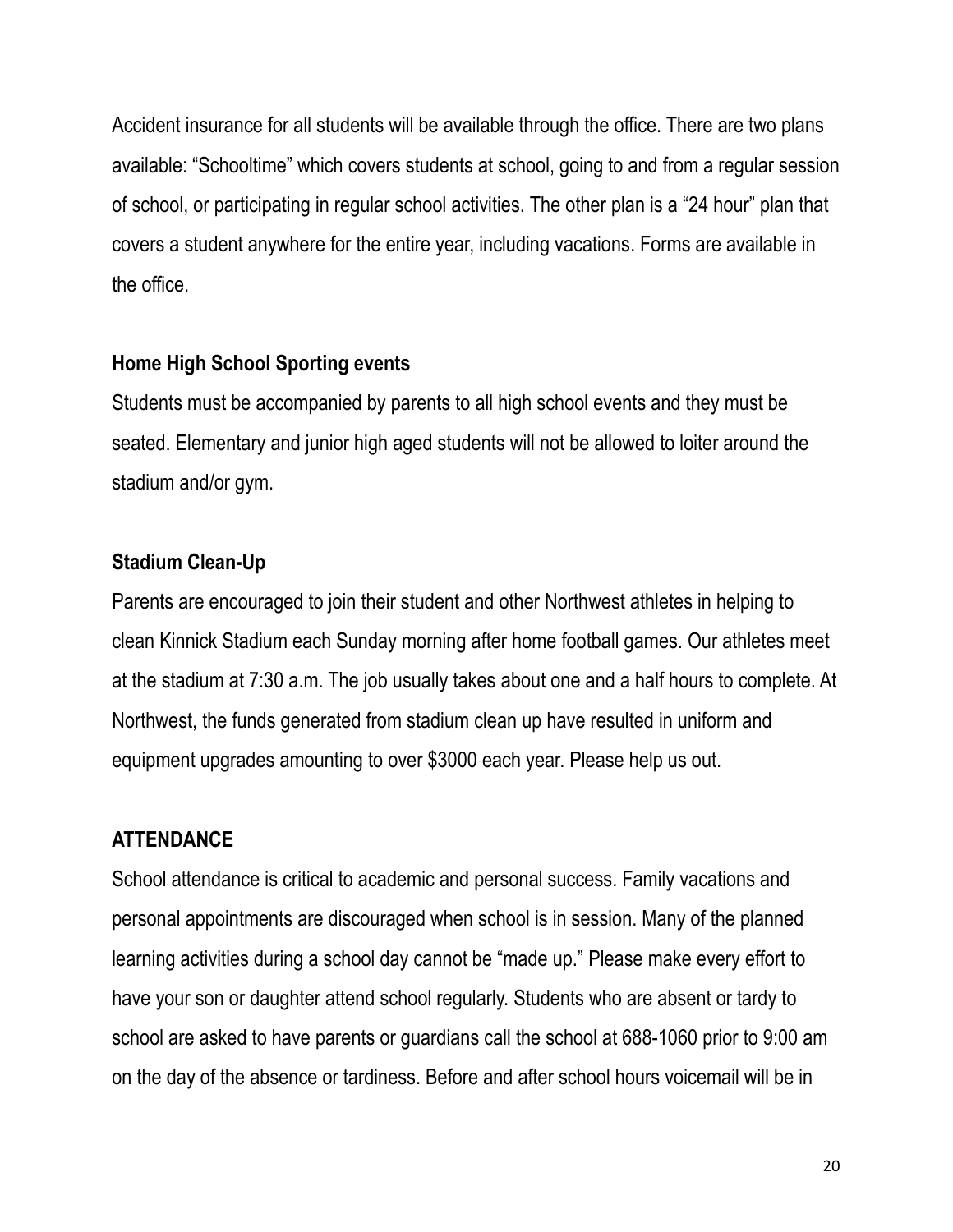Accident insurance for all students will be available through the office. There are two plans available: "Schooltime" which covers students at school, going to and from a regular session of school, or participating in regular school activities. The other plan is a "24 hour" plan that covers a student anywhere for the entire year, including vacations. Forms are available in the office.

**Home High School Sporting events**

Students must be accompanied by parents to all high school events and they must be seated. Elementary and junior high aged students will not be allowed to loiter around the stadium and/or gym.

**Stadium Clean-Up**

Parents are encouraged to join their student and other Northwest athletes in helping to clean Kinnick Stadium each Sunday morning after home football games. Our athletes meet at the stadium at 7:30 a.m. The job usually takes about one and a half hours to complete. At Northwest, the funds generated from stadium clean up have resulted in uniform and equipment upgrades amounting to over $3000 each year. Please help us out.

## ATTENDANCE

School attendance is critical to academic and personal success. Family vacations and personal appointments are discouraged when school is in session. Many of the planned learning activities during a school day cannot be "made up." Please make every effort to have your son or daughter attend school regularly. Students who are absent or tardy to school are asked to have parents or guardians call the school at 688-1060 prior to 9:00 am on the day of the absence or tardiness. Before and after school hours voicemail will be in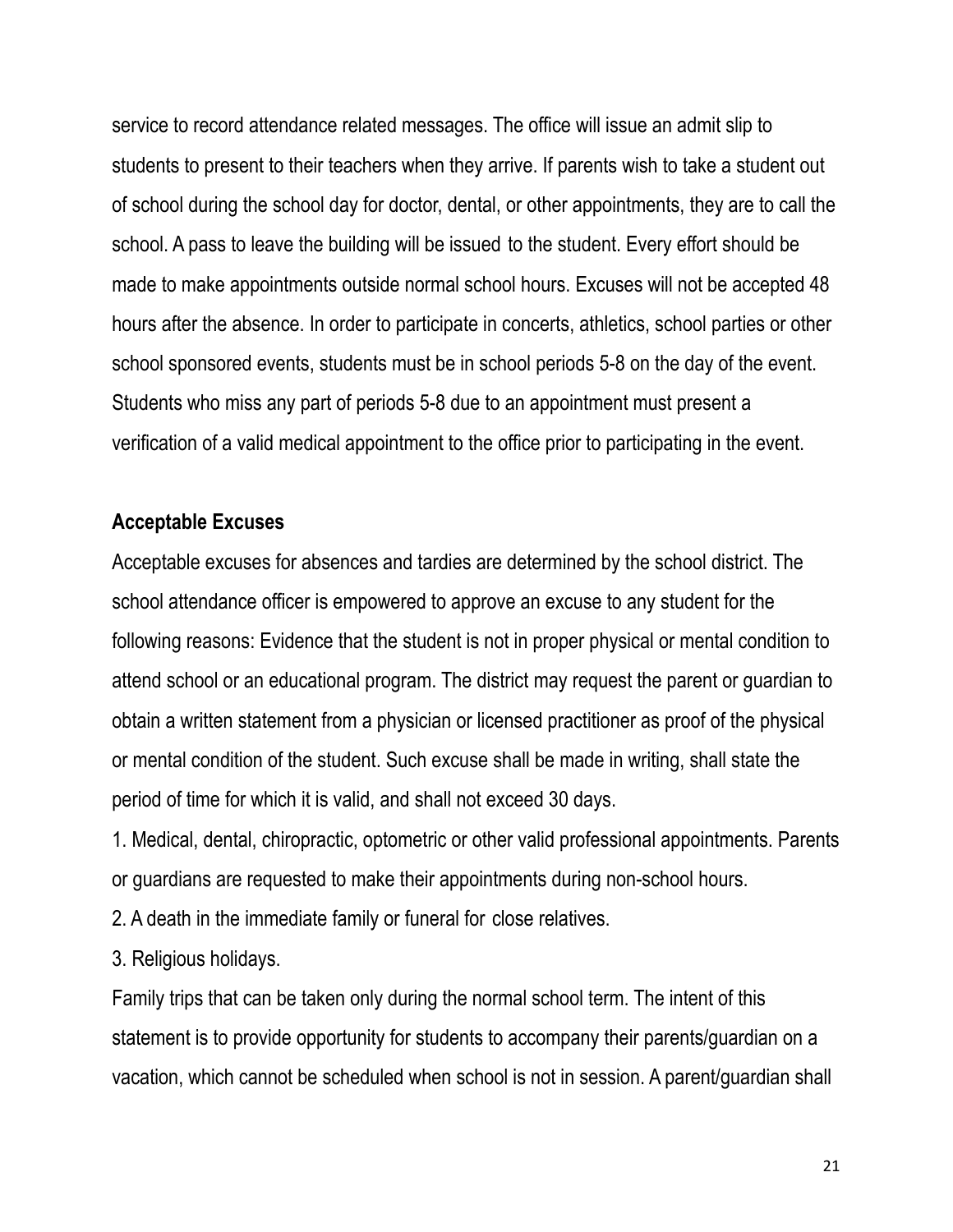service to record attendance related messages. The office will issue an admit slip to students to present to their teachers when they arrive. If parents wish to take a student out of school during the school day for doctor, dental, or other appointments, they are to call the school. A pass to leave the building will be issued to the student. Every effort should be made to make appointments outside normal school hours. Excuses will not be accepted 48 hours after the absence. In order to participate in concerts, athletics, school parties or other school sponsored events, students must be in school periods 5-8 on the day of the event. Students who miss any part of periods 5-8 due to an appointment must present a verification of a valid medical appointment to the office prior to participating in the event.

**Acceptable Excuses**

Acceptable excuses for absences and tardies are determined by the school district. The school attendance officer is empowered to approve an excuse to any student for the following reasons: Evidence that the student is not in proper physical or mental condition to attend school or an educational program. The district may request the parent or guardian to obtain a written statement from a physician or licensed practitioner as proof of the physical or mental condition of the student. Such excuse shall be made in writing, shall state the period of time for which it is valid, and shall not exceed 30 days.

1. Medical, dental, chiropractic, optometric or other valid professional appointments. Parents or guardians are requested to make their appointments during non-school hours.
2. A death in the immediate family or funeral for close relatives.
3. Religious holidays.

Family trips that can be taken only during the normal school term. The intent of this statement is to provide opportunity for students to accompany their parents/guardian on a vacation, which cannot be scheduled when school is not in session. A parent/guardian shall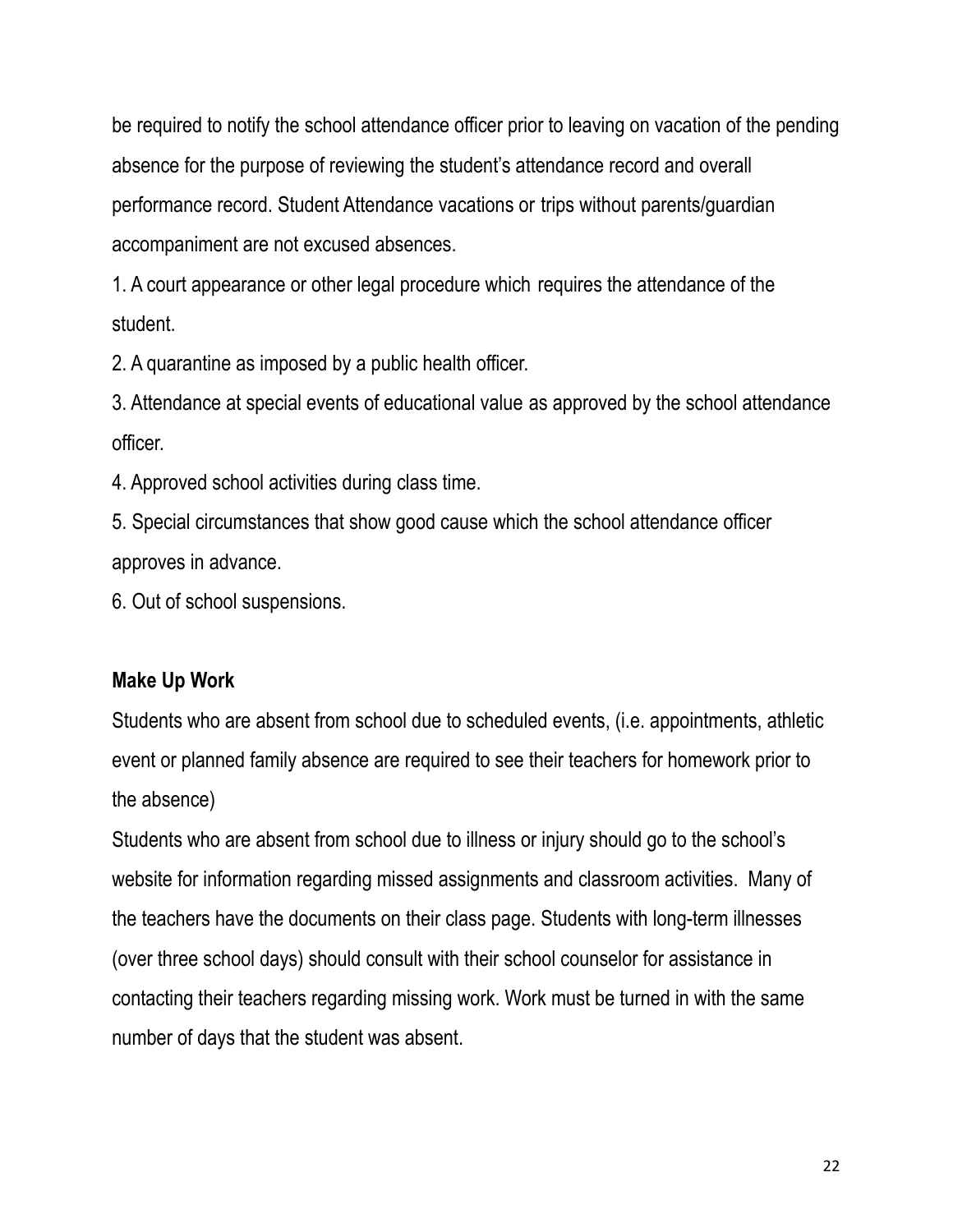be required to notify the school attendance officer prior to leaving on vacation of the pending absence for the purpose of reviewing the student's attendance record and overall performance record. Student Attendance vacations or trips without parents/guardian accompaniment are not excused absences.

1. A court appearance or other legal procedure which requires the attendance of the student.
2. A quarantine as imposed by a public health officer.
3. Attendance at special events of educational value as approved by the school attendance officer.
4. Approved school activities during class time.
5. Special circumstances that show good cause which the school attendance officer approves in advance.
6. Out of school suspensions.

**Make Up Work**

Students who are absent from school due to scheduled events, (i.e. appointments, athletic event or planned family absence are required to see their teachers for homework prior to the absence)

Students who are absent from school due to illness or injury should go to the school's website for information regarding missed assignments and classroom activities. Many of the teachers have the documents on their class page. Students with long-term illnesses (over three school days) should consult with their school counselor for assistance in contacting their teachers regarding missing work. Work must be turned in with the same number of days that the student was absent.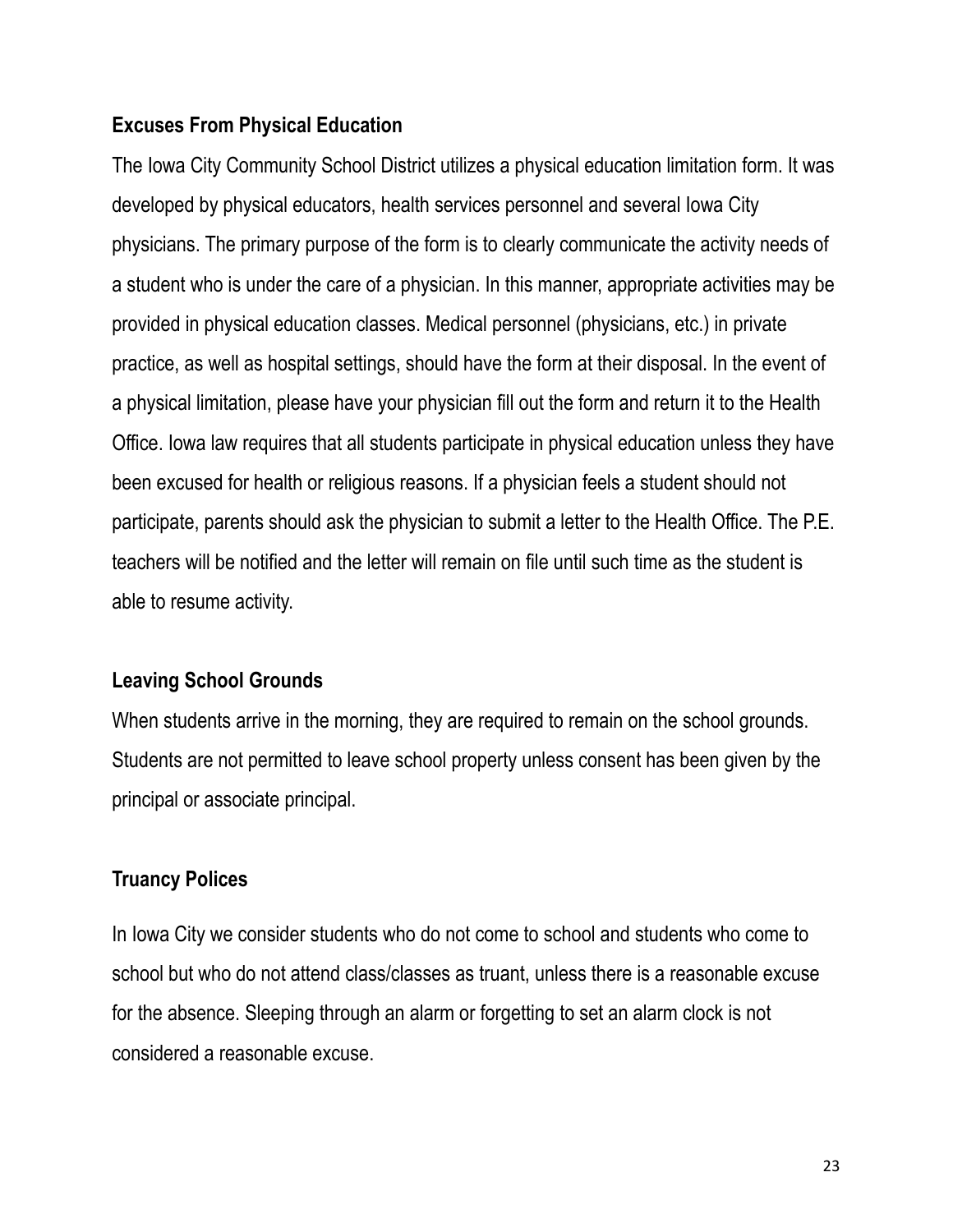### Excuses From Physical Education

The Iowa City Community School District utilizes a physical education limitation form. It was developed by physical educators, health services personnel and several Iowa City physicians. The primary purpose of the form is to clearly communicate the activity needs of a student who is under the care of a physician. In this manner, appropriate activities may be provided in physical education classes. Medical personnel (physicians, etc.) in private practice, as well as hospital settings, should have the form at their disposal. In the event of a physical limitation, please have your physician fill out the form and return it to the Health Office. Iowa law requires that all students participate in physical education unless they have been excused for health or religious reasons. If a physician feels a student should not participate, parents should ask the physician to submit a letter to the Health Office. The P.E. teachers will be notified and the letter will remain on file until such time as the student is able to resume activity.

### Leaving School Grounds

When students arrive in the morning, they are required to remain on the school grounds. Students are not permitted to leave school property unless consent has been given by the principal or associate principal.

### Truancy Polices

In Iowa City we consider students who do not come to school and students who come to school but who do not attend class/classes as truant, unless there is a reasonable excuse for the absence. Sleeping through an alarm or forgetting to set an alarm clock is not considered a reasonable excuse.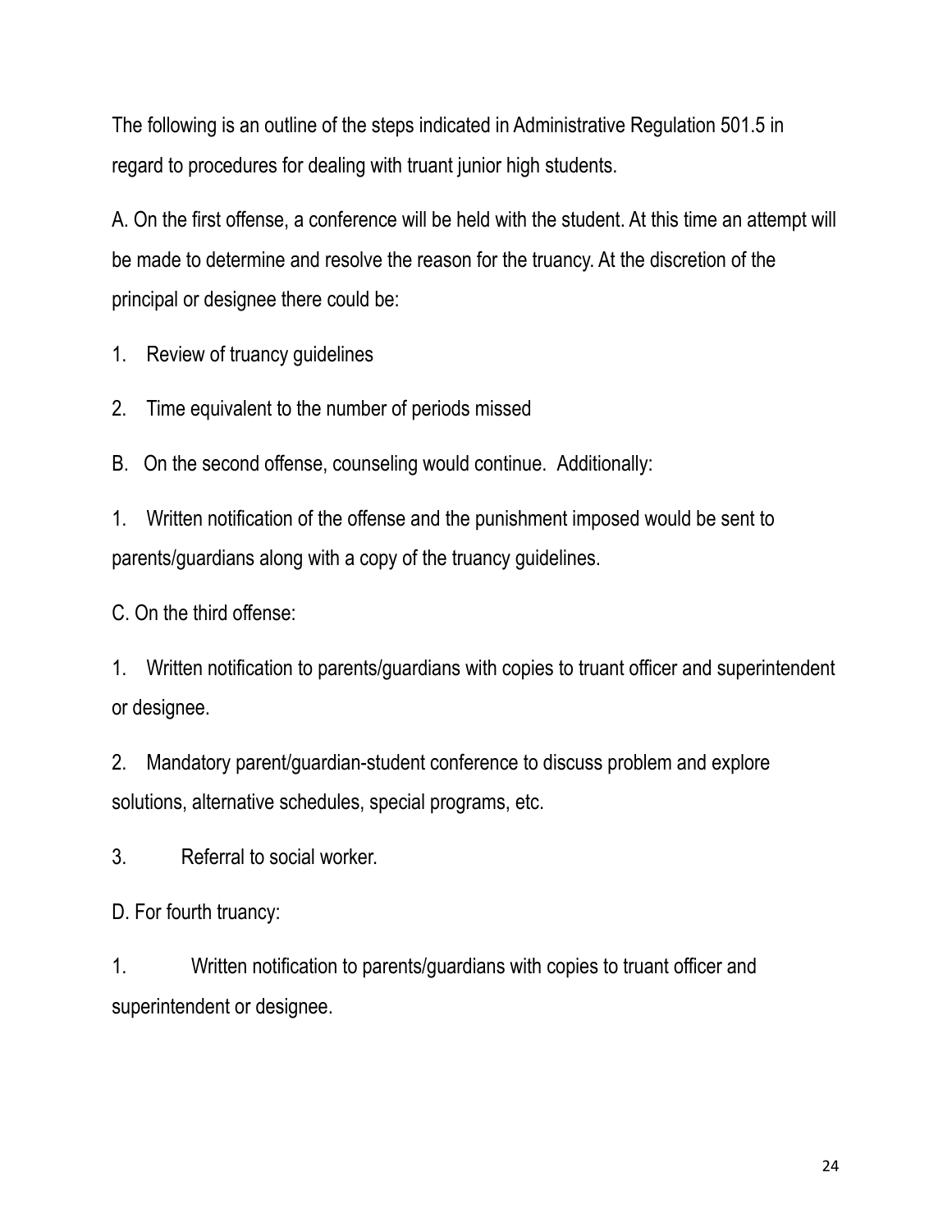The following is an outline of the steps indicated in Administrative Regulation 501.5 in regard to procedures for dealing with truant junior high students.

A. On the first offense, a conference will be held with the student. At this time an attempt will be made to determine and resolve the reason for the truancy. At the discretion of the principal or designee there could be:

1. Review of truancy guidelines
2. Time equivalent to the number of periods missed

B. On the second offense, counseling would continue. Additionally:

1. Written notification of the offense and the punishment imposed would be sent to parents/guardians along with a copy of the truancy guidelines.

C. On the third offense:

1. Written notification to parents/guardians with copies to truant officer and superintendent or designee.
2. Mandatory parent/guardian-student conference to discuss problem and explore solutions, alternative schedules, special programs, etc.
3. Referral to social worker.

D. For fourth truancy:

1. Written notification to parents/guardians with copies to truant officer and superintendent or designee.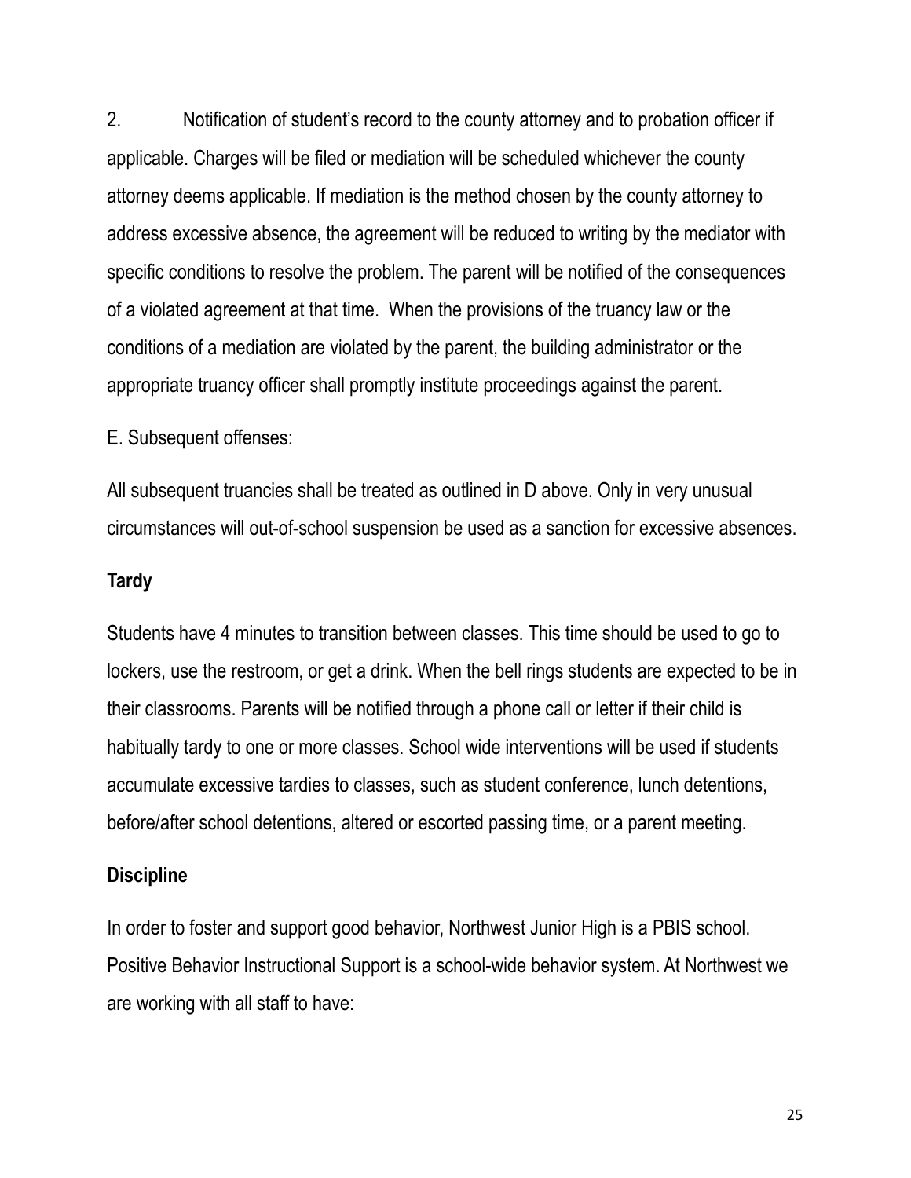2. Notification of student's record to the county attorney and to probation officer if applicable. Charges will be filed or mediation will be scheduled whichever the county attorney deems applicable. If mediation is the method chosen by the county attorney to address excessive absence, the agreement will be reduced to writing by the mediator with specific conditions to resolve the problem. The parent will be notified of the consequences of a violated agreement at that time. When the provisions of the truancy law or the conditions of a mediation are violated by the parent, the building administrator or the appropriate truancy officer shall promptly institute proceedings against the parent.

E. Subsequent offenses:

All subsequent truancies shall be treated as outlined in D above. Only in very unusual circumstances will out-of-school suspension be used as a sanction for excessive absences.

**Tardy**

Students have 4 minutes to transition between classes. This time should be used to go to lockers, use the restroom, or get a drink. When the bell rings students are expected to be in their classrooms. Parents will be notified through a phone call or letter if their child is habitually tardy to one or more classes. School wide interventions will be used if students accumulate excessive tardies to classes, such as student conference, lunch detentions, before/after school detentions, altered or escorted passing time, or a parent meeting.

**Discipline**

In order to foster and support good behavior, Northwest Junior High is a PBIS school. Positive Behavior Instructional Support is a school-wide behavior system. At Northwest we are working with all staff to have: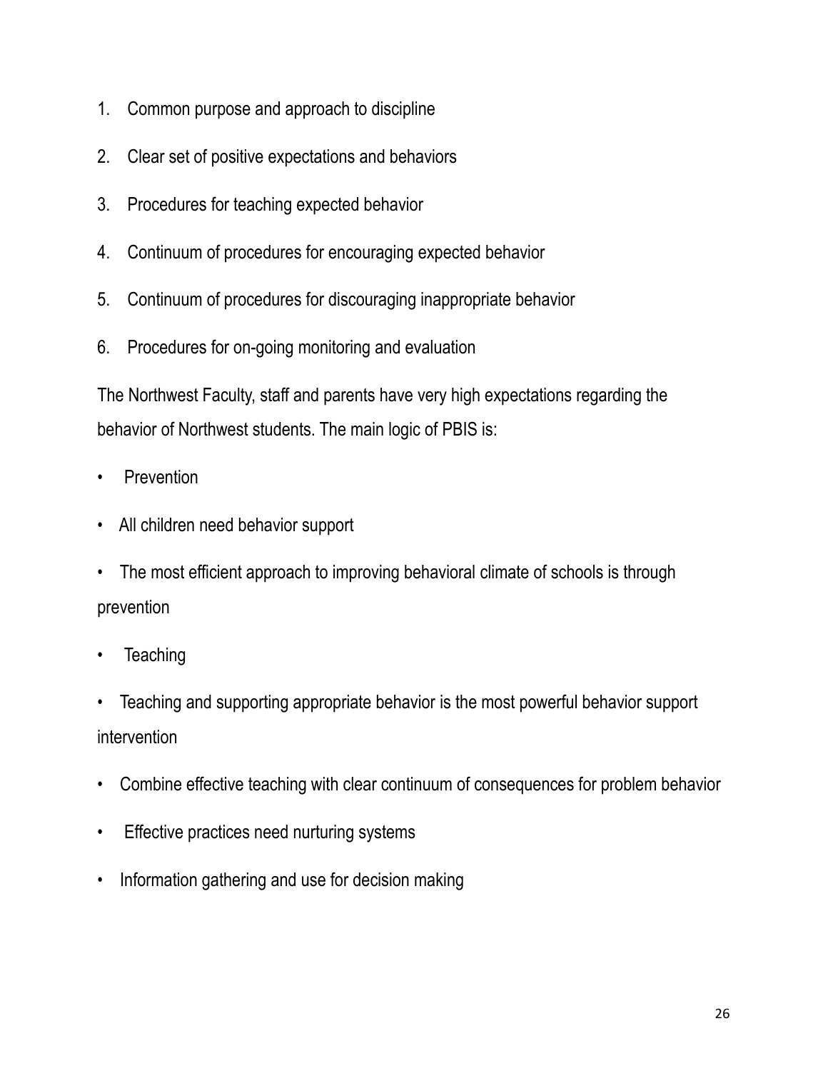1. Common purpose and approach to discipline
2. Clear set of positive expectations and behaviors
3. Procedures for teaching expected behavior
4. Continuum of procedures for encouraging expected behavior
5. Continuum of procedures for discouraging inappropriate behavior
6. Procedures for on-going monitoring and evaluation

The Northwest Faculty, staff and parents have very high expectations regarding the behavior of Northwest students. The main logic of PBIS is:

- Prevention
- All children need behavior support
- The most efficient approach to improving behavioral climate of schools is through prevention
- Teaching
- Teaching and supporting appropriate behavior is the most powerful behavior support intervention
- Combine effective teaching with clear continuum of consequences for problem behavior
- Effective practices need nurturing systems
- Information gathering and use for decision making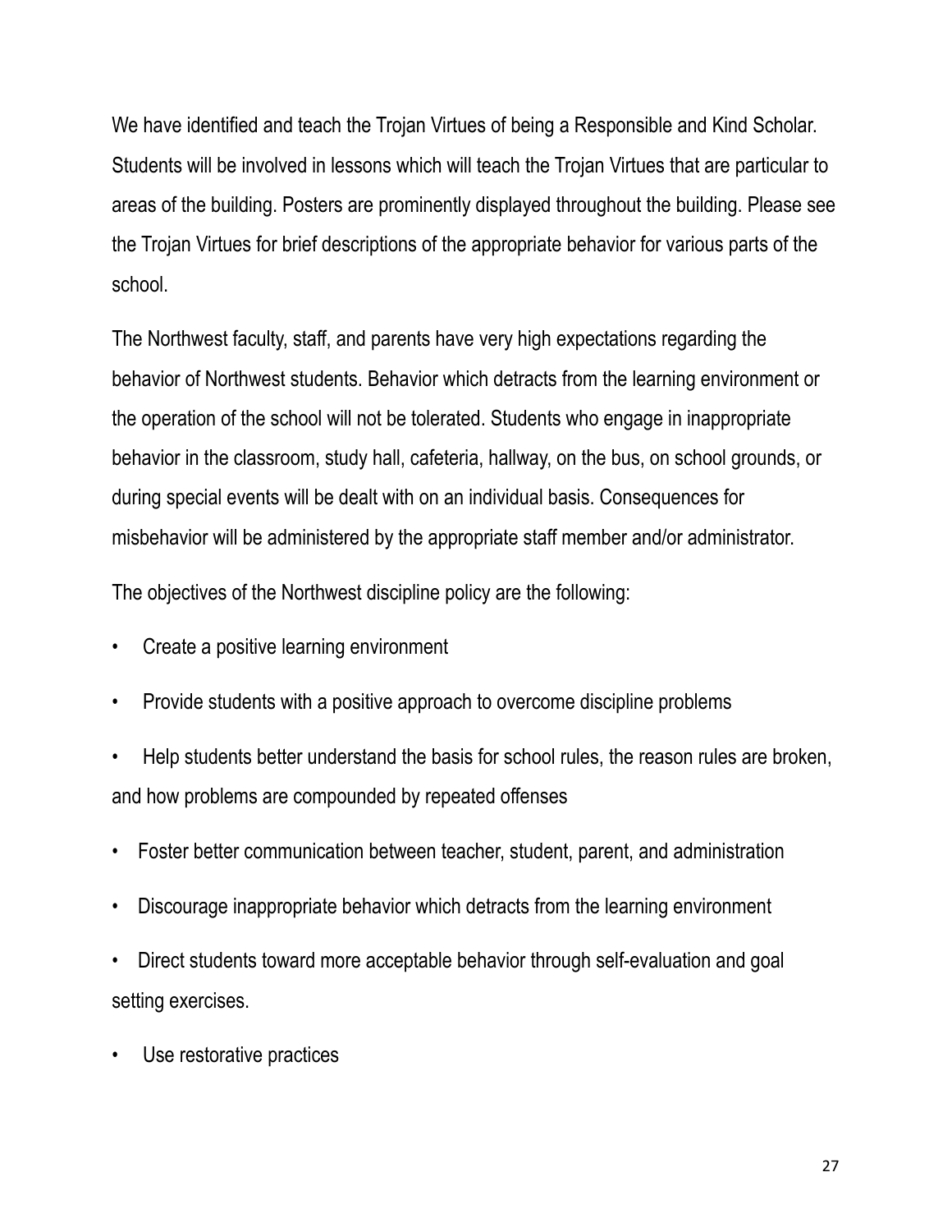We have identified and teach the Trojan Virtues of being a Responsible and Kind Scholar. Students will be involved in lessons which will teach the Trojan Virtues that are particular to areas of the building. Posters are prominently displayed throughout the building. Please see the Trojan Virtues for brief descriptions of the appropriate behavior for various parts of the school.

The Northwest faculty, staff, and parents have very high expectations regarding the behavior of Northwest students. Behavior which detracts from the learning environment or the operation of the school will not be tolerated. Students who engage in inappropriate behavior in the classroom, study hall, cafeteria, hallway, on the bus, on school grounds, or during special events will be dealt with on an individual basis. Consequences for misbehavior will be administered by the appropriate staff member and/or administrator.

The objectives of the Northwest discipline policy are the following:

- Create a positive learning environment
- Provide students with a positive approach to overcome discipline problems
- Help students better understand the basis for school rules, the reason rules are broken, and how problems are compounded by repeated offenses
- Foster better communication between teacher, student, parent, and administration
- Discourage inappropriate behavior which detracts from the learning environment
- Direct students toward more acceptable behavior through self-evaluation and goal setting exercises.
- Use restorative practices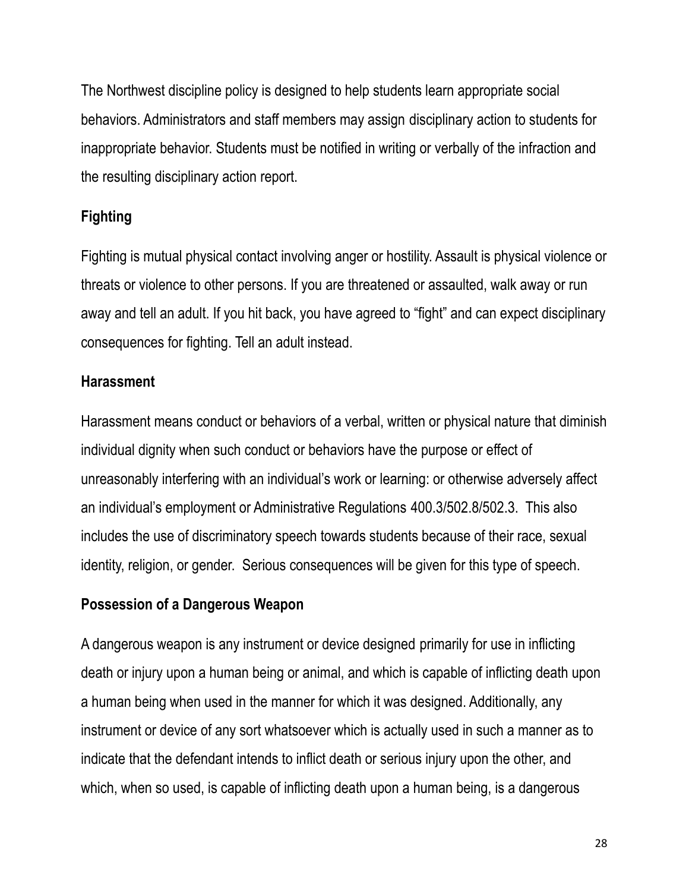The Northwest discipline policy is designed to help students learn appropriate social behaviors. Administrators and staff members may assign disciplinary action to students for inappropriate behavior. Students must be notified in writing or verbally of the infraction and the resulting disciplinary action report.

### Fighting

Fighting is mutual physical contact involving anger or hostility. Assault is physical violence or threats or violence to other persons. If you are threatened or assaulted, walk away or run away and tell an adult. If you hit back, you have agreed to "fight" and can expect disciplinary consequences for fighting. Tell an adult instead.

### Harassment

Harassment means conduct or behaviors of a verbal, written or physical nature that diminish individual dignity when such conduct or behaviors have the purpose or effect of unreasonably interfering with an individual's work or learning: or otherwise adversely affect an individual's employment or Administrative Regulations 400.3/502.8/502.3. This also includes the use of discriminatory speech towards students because of their race, sexual identity, religion, or gender. Serious consequences will be given for this type of speech.

### Possession of a Dangerous Weapon

A dangerous weapon is any instrument or device designed primarily for use in inflicting death or injury upon a human being or animal, and which is capable of inflicting death upon a human being when used in the manner for which it was designed. Additionally, any instrument or device of any sort whatsoever which is actually used in such a manner as to indicate that the defendant intends to inflict death or serious injury upon the other, and which, when so used, is capable of inflicting death upon a human being, is a dangerous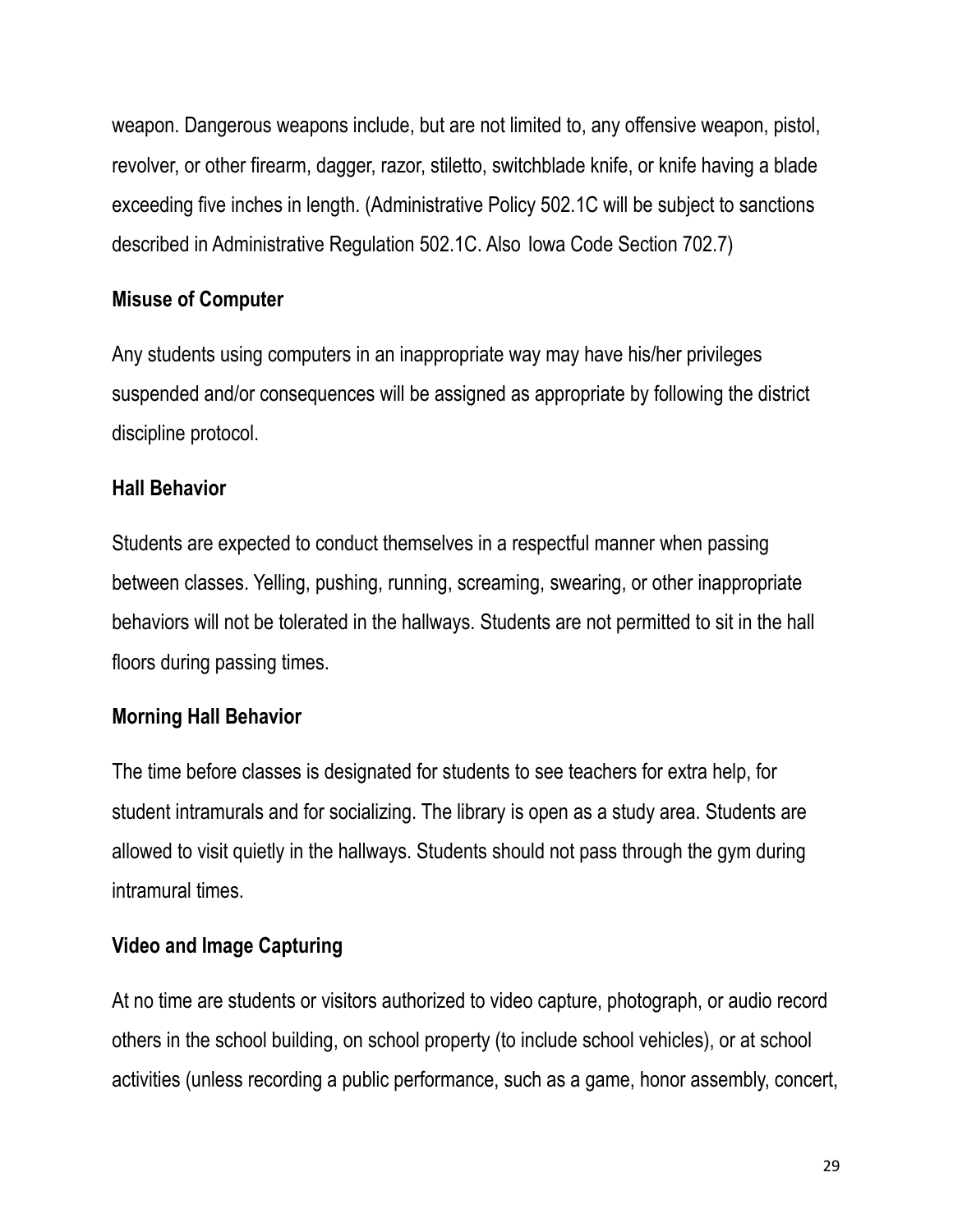weapon. Dangerous weapons include, but are not limited to, any offensive weapon, pistol, revolver, or other firearm, dagger, razor, stiletto, switchblade knife, or knife having a blade exceeding five inches in length. (Administrative Policy 502.1C will be subject to sanctions described in Administrative Regulation 502.1C. Also Iowa Code Section 702.7)

**Misuse of Computer**

Any students using computers in an inappropriate way may have his/her privileges suspended and/or consequences will be assigned as appropriate by following the district discipline protocol.

**Hall Behavior**

Students are expected to conduct themselves in a respectful manner when passing between classes. Yelling, pushing, running, screaming, swearing, or other inappropriate behaviors will not be tolerated in the hallways. Students are not permitted to sit in the hall floors during passing times.

**Morning Hall Behavior**

The time before classes is designated for students to see teachers for extra help, for student intramurals and for socializing. The library is open as a study area. Students are allowed to visit quietly in the hallways. Students should not pass through the gym during intramural times.

**Video and Image Capturing**

At no time are students or visitors authorized to video capture, photograph, or audio record others in the school building, on school property (to include school vehicles), or at school activities (unless recording a public performance, such as a game, honor assembly, concert,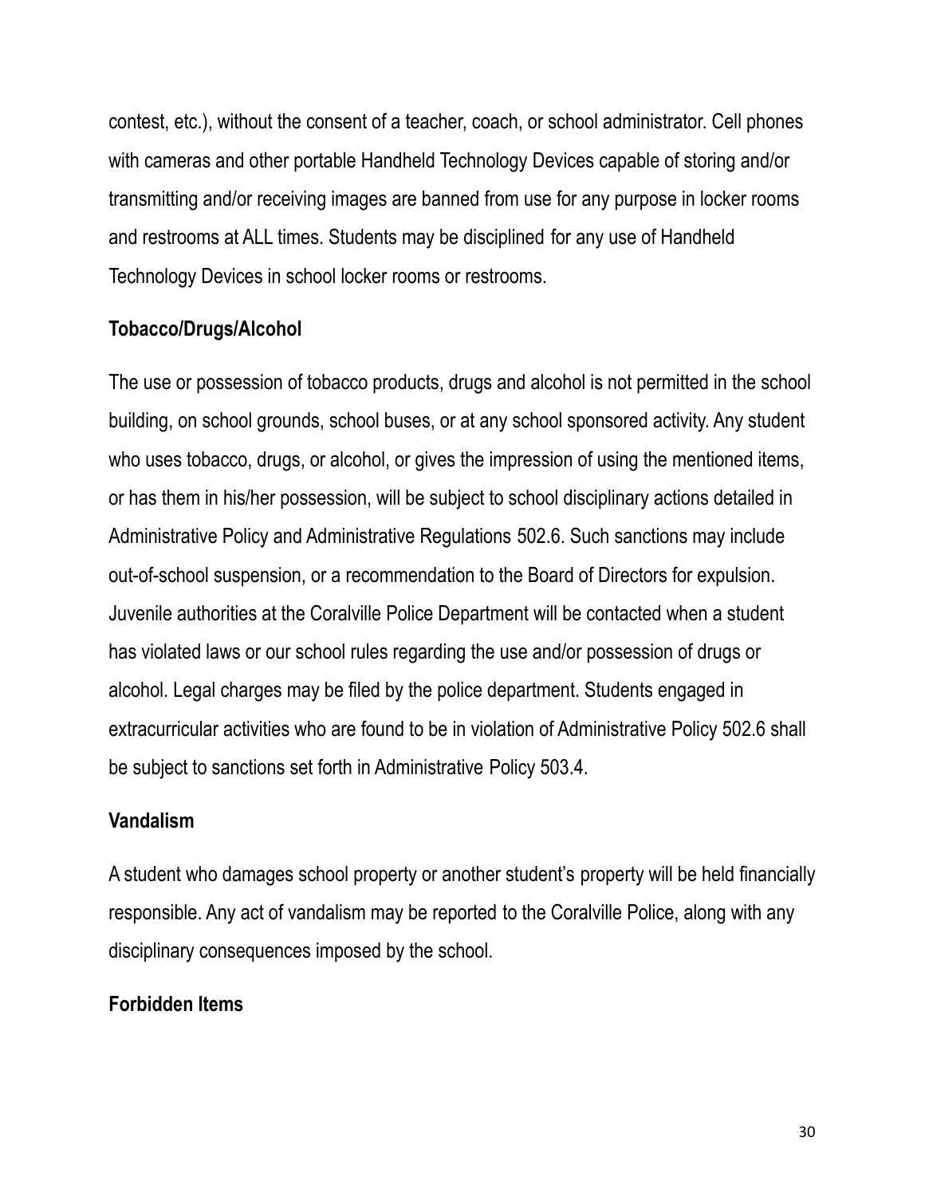contest, etc.), without the consent of a teacher, coach, or school administrator. Cell phones with cameras and other portable Handheld Technology Devices capable of storing and/or transmitting and/or receiving images are banned from use for any purpose in locker rooms and restrooms at ALL times. Students may be disciplined for any use of Handheld Technology Devices in school locker rooms or restrooms.

**Tobacco/Drugs/Alcohol**

The use or possession of tobacco products, drugs and alcohol is not permitted in the school building, on school grounds, school buses, or at any school sponsored activity. Any student who uses tobacco, drugs, or alcohol, or gives the impression of using the mentioned items, or has them in his/her possession, will be subject to school disciplinary actions detailed in Administrative Policy and Administrative Regulations 502.6. Such sanctions may include out-of-school suspension, or a recommendation to the Board of Directors for expulsion. Juvenile authorities at the Coralville Police Department will be contacted when a student has violated laws or our school rules regarding the use and/or possession of drugs or alcohol. Legal charges may be filed by the police department. Students engaged in extracurricular activities who are found to be in violation of Administrative Policy 502.6 shall be subject to sanctions set forth in Administrative Policy 503.4.

**Vandalism**

A student who damages school property or another student's property will be held financially responsible. Any act of vandalism may be reported to the Coralville Police, along with any disciplinary consequences imposed by the school.

**Forbidden Items**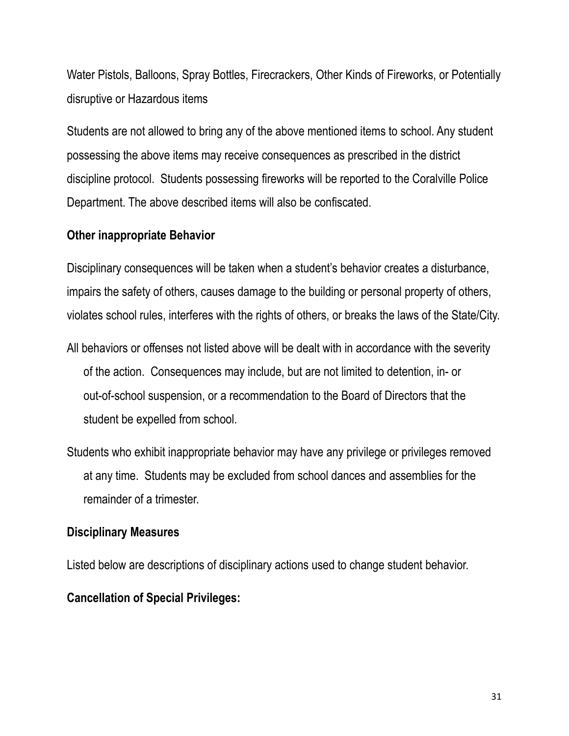Water Pistols, Balloons, Spray Bottles, Firecrackers, Other Kinds of Fireworks, or Potentially disruptive or Hazardous items

Students are not allowed to bring any of the above mentioned items to school. Any student possessing the above items may receive consequences as prescribed in the district discipline protocol. Students possessing fireworks will be reported to the Coralville Police Department. The above described items will also be confiscated.

**Other inappropriate Behavior**

Disciplinary consequences will be taken when a student's behavior creates a disturbance, impairs the safety of others, causes damage to the building or personal property of others, violates school rules, interferes with the rights of others, or breaks the laws of the State/City.

All behaviors or offenses not listed above will be dealt with in accordance with the severity of the action. Consequences may include, but are not limited to detention, in- or out-of-school suspension, or a recommendation to the Board of Directors that the student be expelled from school.

Students who exhibit inappropriate behavior may have any privilege or privileges removed at any time. Students may be excluded from school dances and assemblies for the remainder of a trimester.

**Disciplinary Measures**

Listed below are descriptions of disciplinary actions used to change student behavior.

**Cancellation of Special Privileges:**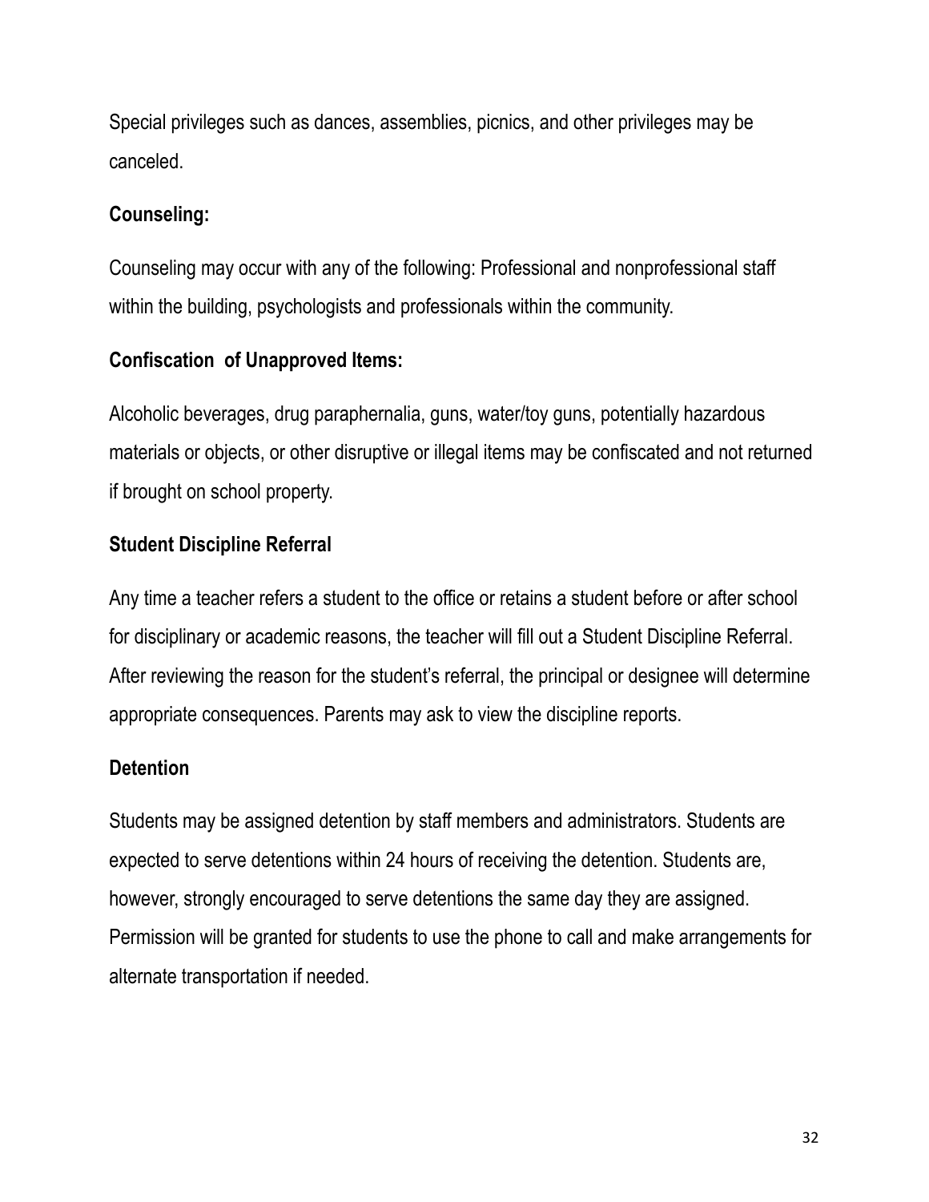Special privileges such as dances, assemblies, picnics, and other privileges may be canceled.

**Counseling:**

Counseling may occur with any of the following: Professional and nonprofessional staff within the building, psychologists and professionals within the community.

**Confiscation of Unapproved Items:**

Alcoholic beverages, drug paraphernalia, guns, water/toy guns, potentially hazardous materials or objects, or other disruptive or illegal items may be confiscated and not returned if brought on school property.

**Student Discipline Referral**

Any time a teacher refers a student to the office or retains a student before or after school for disciplinary or academic reasons, the teacher will fill out a Student Discipline Referral. After reviewing the reason for the student's referral, the principal or designee will determine appropriate consequences. Parents may ask to view the discipline reports.

**Detention**

Students may be assigned detention by staff members and administrators. Students are expected to serve detentions within 24 hours of receiving the detention. Students are, however, strongly encouraged to serve detentions the same day they are assigned. Permission will be granted for students to use the phone to call and make arrangements for alternate transportation if needed.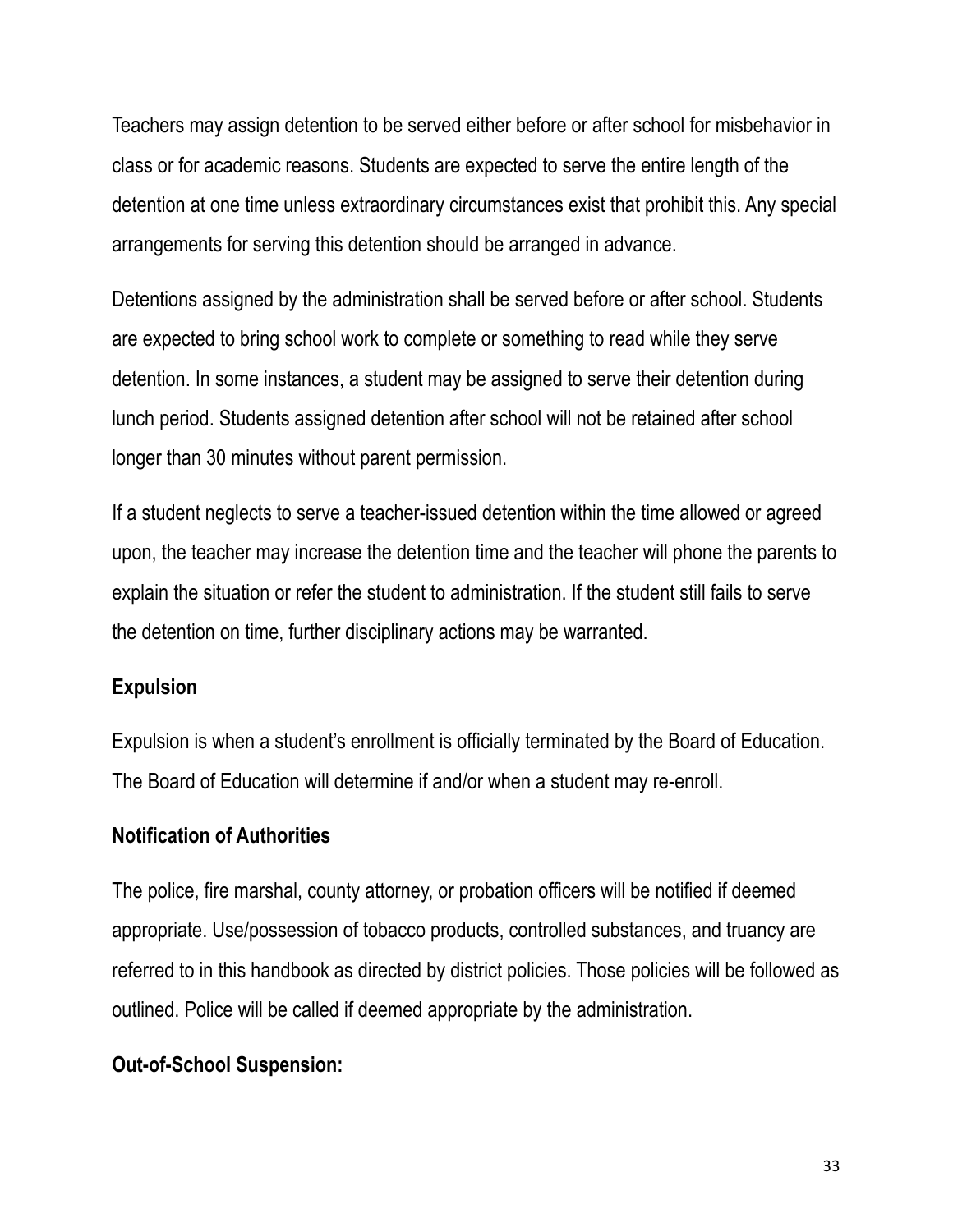Teachers may assign detention to be served either before or after school for misbehavior in class or for academic reasons. Students are expected to serve the entire length of the detention at one time unless extraordinary circumstances exist that prohibit this. Any special arrangements for serving this detention should be arranged in advance.

Detentions assigned by the administration shall be served before or after school. Students are expected to bring school work to complete or something to read while they serve detention. In some instances, a student may be assigned to serve their detention during lunch period. Students assigned detention after school will not be retained after school longer than 30 minutes without parent permission.

If a student neglects to serve a teacher-issued detention within the time allowed or agreed upon, the teacher may increase the detention time and the teacher will phone the parents to explain the situation or refer the student to administration. If the student still fails to serve the detention on time, further disciplinary actions may be warranted.

**Expulsion**

Expulsion is when a student's enrollment is officially terminated by the Board of Education. The Board of Education will determine if and/or when a student may re-enroll.

**Notification of Authorities**

The police, fire marshal, county attorney, or probation officers will be notified if deemed appropriate. Use/possession of tobacco products, controlled substances, and truancy are referred to in this handbook as directed by district policies. Those policies will be followed as outlined. Police will be called if deemed appropriate by the administration.

**Out-of-School Suspension:**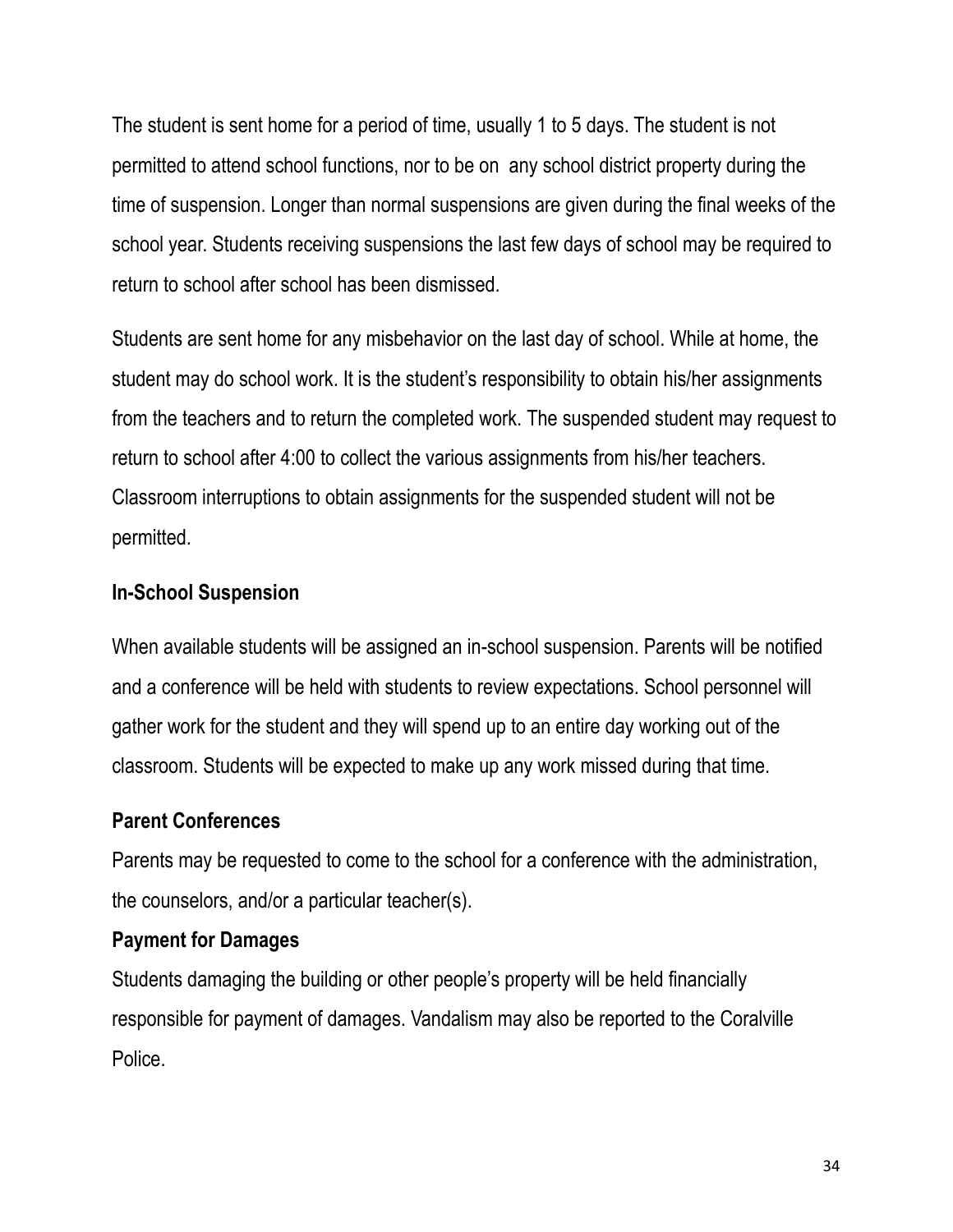The student is sent home for a period of time, usually 1 to 5 days. The student is not permitted to attend school functions, nor to be on any school district property during the time of suspension. Longer than normal suspensions are given during the final weeks of the school year. Students receiving suspensions the last few days of school may be required to return to school after school has been dismissed.

Students are sent home for any misbehavior on the last day of school. While at home, the student may do school work. It is the student's responsibility to obtain his/her assignments from the teachers and to return the completed work. The suspended student may request to return to school after 4:00 to collect the various assignments from his/her teachers. Classroom interruptions to obtain assignments for the suspended student will not be permitted.

**In-School Suspension**

When available students will be assigned an in-school suspension. Parents will be notified and a conference will be held with students to review expectations. School personnel will gather work for the student and they will spend up to an entire day working out of the classroom. Students will be expected to make up any work missed during that time.

**Parent Conferences**

Parents may be requested to come to the school for a conference with the administration, the counselors, and/or a particular teacher(s).

**Payment for Damages**

Students damaging the building or other people's property will be held financially responsible for payment of damages. Vandalism may also be reported to the Coralville Police.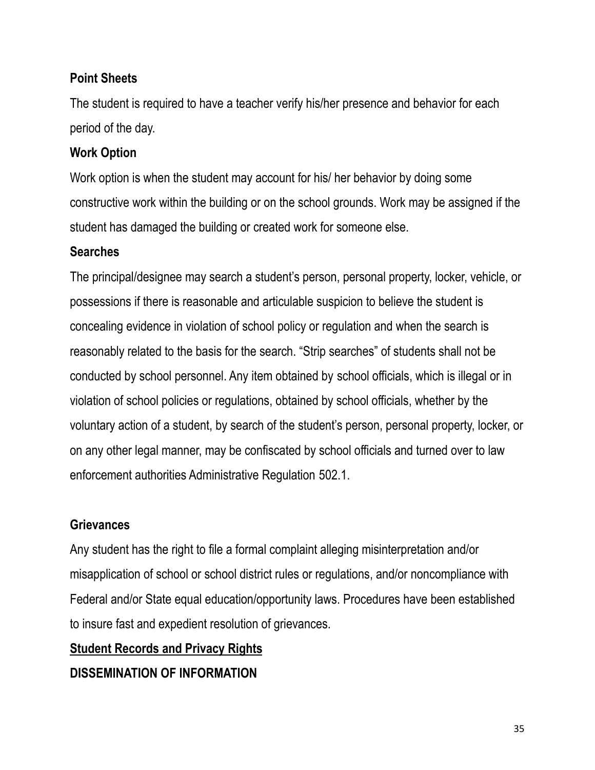**Point Sheets**

The student is required to have a teacher verify his/her presence and behavior for each period of the day.

**Work Option**

Work option is when the student may account for his/ her behavior by doing some constructive work within the building or on the school grounds. Work may be assigned if the student has damaged the building or created work for someone else.

**Searches**

The principal/designee may search a student's person, personal property, locker, vehicle, or possessions if there is reasonable and articulable suspicion to believe the student is concealing evidence in violation of school policy or regulation and when the search is reasonably related to the basis for the search. "Strip searches" of students shall not be conducted by school personnel. Any item obtained by school officials, which is illegal or in violation of school policies or regulations, obtained by school officials, whether by the voluntary action of a student, by search of the student's person, personal property, locker, or on any other legal manner, may be confiscated by school officials and turned over to law enforcement authorities Administrative Regulation 502.1.

**Grievances**

Any student has the right to file a formal complaint alleging misinterpretation and/or misapplication of school or school district rules or regulations, and/or noncompliance with Federal and/or State equal education/opportunity laws. Procedures have been established to insure fast and expedient resolution of grievances.

**<u>Student Records and Privacy Rights</u>**

**DISSEMINATION OF INFORMATION**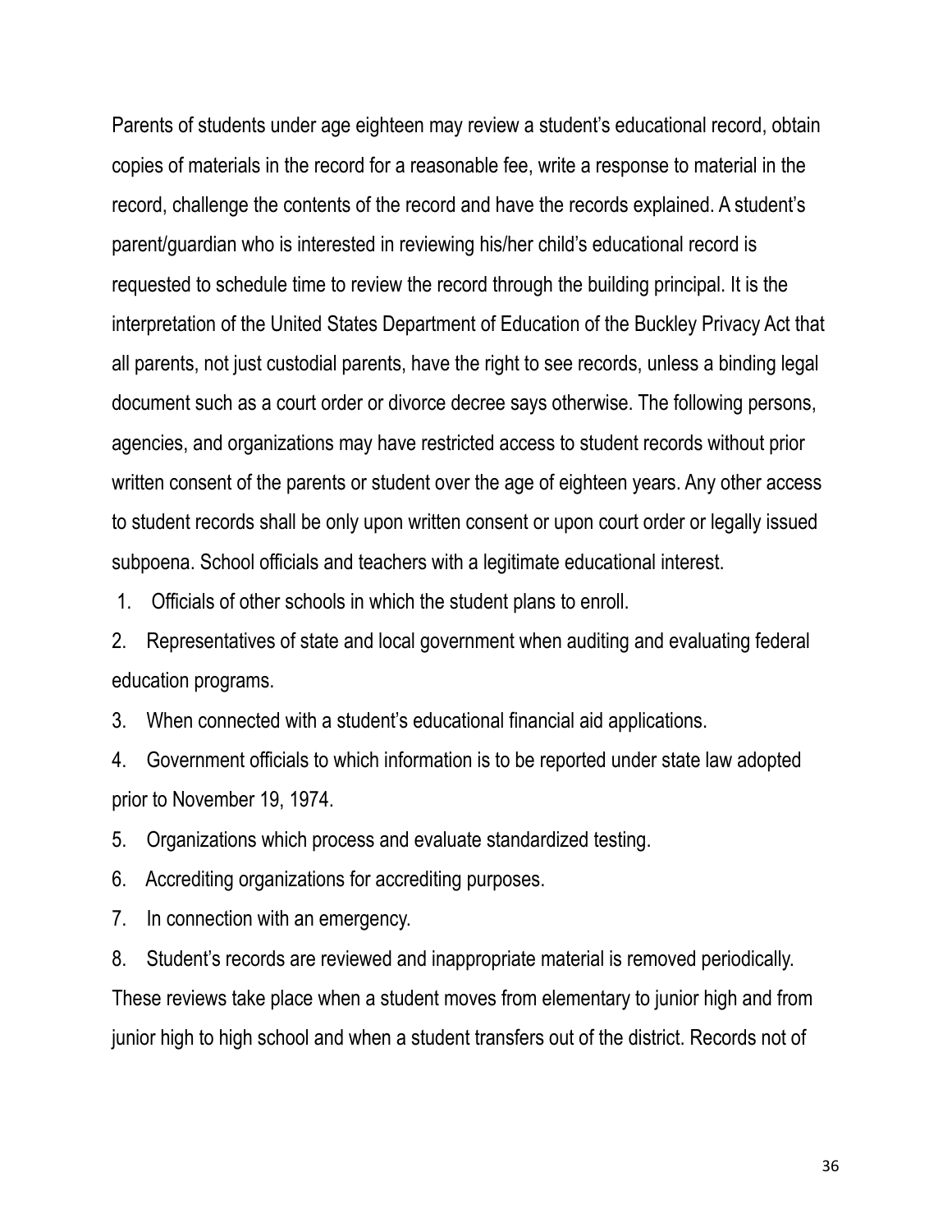Parents of students under age eighteen may review a student's educational record, obtain copies of materials in the record for a reasonable fee, write a response to material in the record, challenge the contents of the record and have the records explained. A student's parent/guardian who is interested in reviewing his/her child's educational record is requested to schedule time to review the record through the building principal. It is the interpretation of the United States Department of Education of the Buckley Privacy Act that all parents, not just custodial parents, have the right to see records, unless a binding legal document such as a court order or divorce decree says otherwise. The following persons, agencies, and organizations may have restricted access to student records without prior written consent of the parents or student over the age of eighteen years. Any other access to student records shall be only upon written consent or upon court order or legally issued subpoena. School officials and teachers with a legitimate educational interest.

1. Officials of other schools in which the student plans to enroll.
2. Representatives of state and local government when auditing and evaluating federal education programs.
3. When connected with a student's educational financial aid applications.
4. Government officials to which information is to be reported under state law adopted prior to November 19, 1974.
5. Organizations which process and evaluate standardized testing.
6. Accrediting organizations for accrediting purposes.
7. In connection with an emergency.
8. Student's records are reviewed and inappropriate material is removed periodically.

These reviews take place when a student moves from elementary to junior high and from junior high to high school and when a student transfers out of the district. Records not of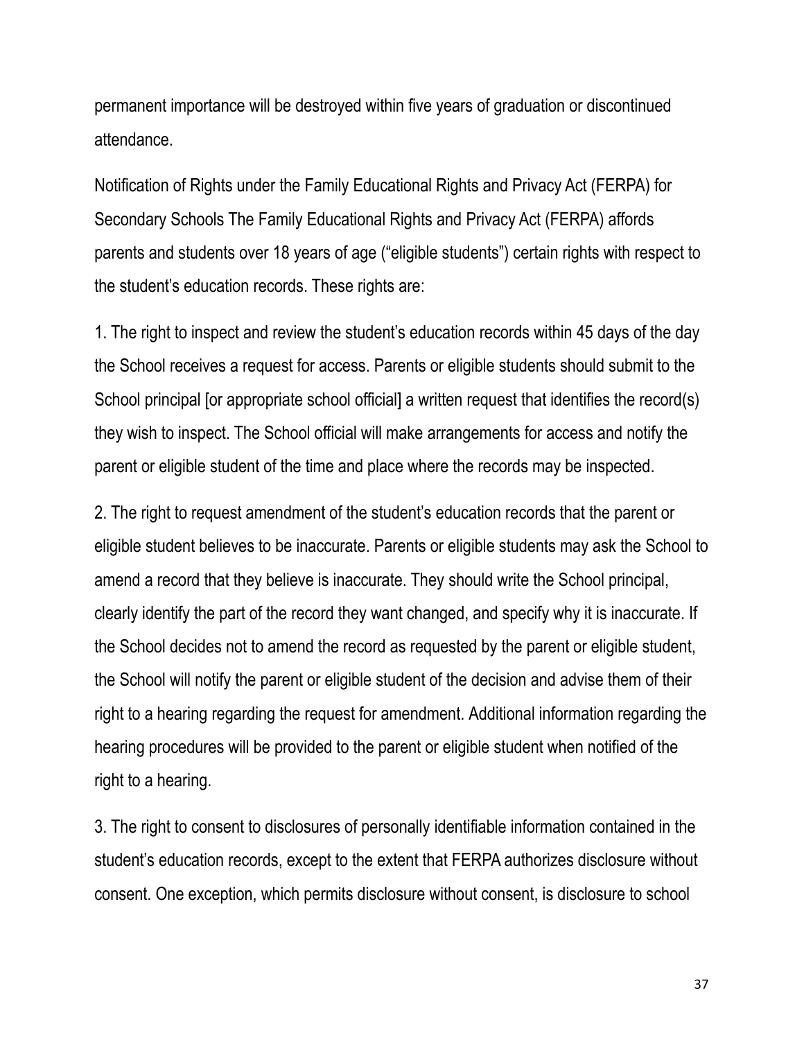permanent importance will be destroyed within five years of graduation or discontinued attendance.

Notification of Rights under the Family Educational Rights and Privacy Act (FERPA) for Secondary Schools The Family Educational Rights and Privacy Act (FERPA) affords parents and students over 18 years of age (“eligible students”) certain rights with respect to the student’s education records. These rights are:

1. The right to inspect and review the student’s education records within 45 days of the day the School receives a request for access. Parents or eligible students should submit to the School principal [or appropriate school official] a written request that identifies the record(s) they wish to inspect. The School official will make arrangements for access and notify the parent or eligible student of the time and place where the records may be inspected.

2. The right to request amendment of the student’s education records that the parent or eligible student believes to be inaccurate. Parents or eligible students may ask the School to amend a record that they believe is inaccurate. They should write the School principal, clearly identify the part of the record they want changed, and specify why it is inaccurate. If the School decides not to amend the record as requested by the parent or eligible student, the School will notify the parent or eligible student of the decision and advise them of their right to a hearing regarding the request for amendment. Additional information regarding the hearing procedures will be provided to the parent or eligible student when notified of the right to a hearing.

3. The right to consent to disclosures of personally identifiable information contained in the student’s education records, except to the extent that FERPA authorizes disclosure without consent. One exception, which permits disclosure without consent, is disclosure to school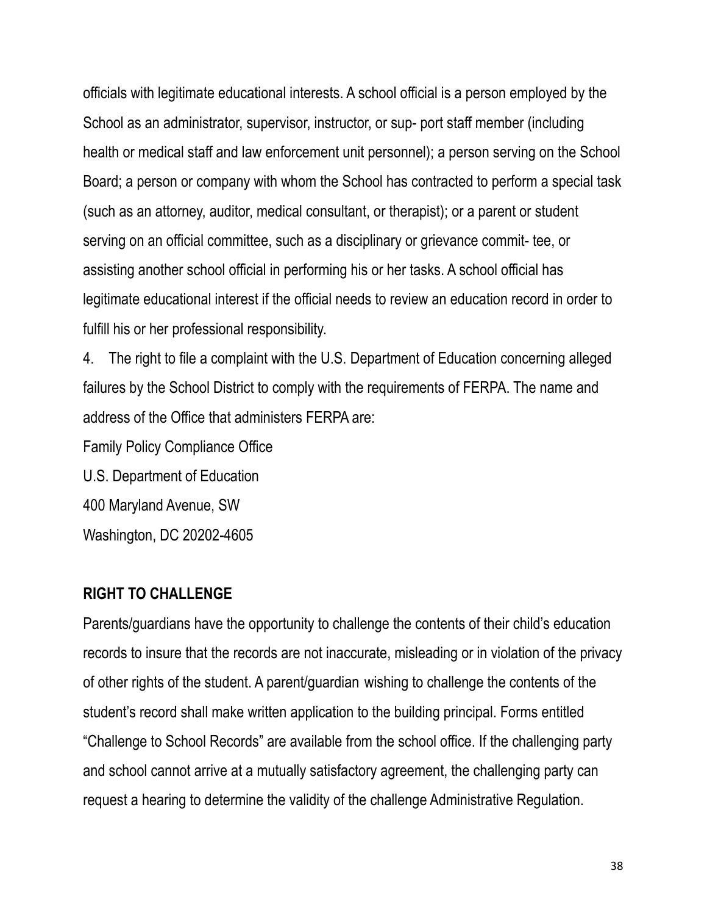officials with legitimate educational interests. A school official is a person employed by the School as an administrator, supervisor, instructor, or sup- port staff member (including health or medical staff and law enforcement unit personnel); a person serving on the School Board; a person or company with whom the School has contracted to perform a special task (such as an attorney, auditor, medical consultant, or therapist); or a parent or student serving on an official committee, such as a disciplinary or grievance commit- tee, or assisting another school official in performing his or her tasks. A school official has legitimate educational interest if the official needs to review an education record in order to fulfill his or her professional responsibility.

4. The right to file a complaint with the U.S. Department of Education concerning alleged failures by the School District to comply with the requirements of FERPA. The name and address of the Office that administers FERPA are:

Family Policy Compliance Office
U.S. Department of Education
400 Maryland Avenue, SW
Washington, DC 20202-4605

**RIGHT TO CHALLENGE**

Parents/guardians have the opportunity to challenge the contents of their child's education records to insure that the records are not inaccurate, misleading or in violation of the privacy of other rights of the student. A parent/guardian wishing to challenge the contents of the student's record shall make written application to the building principal. Forms entitled "Challenge to School Records" are available from the school office. If the challenging party and school cannot arrive at a mutually satisfactory agreement, the challenging party can request a hearing to determine the validity of the challenge Administrative Regulation.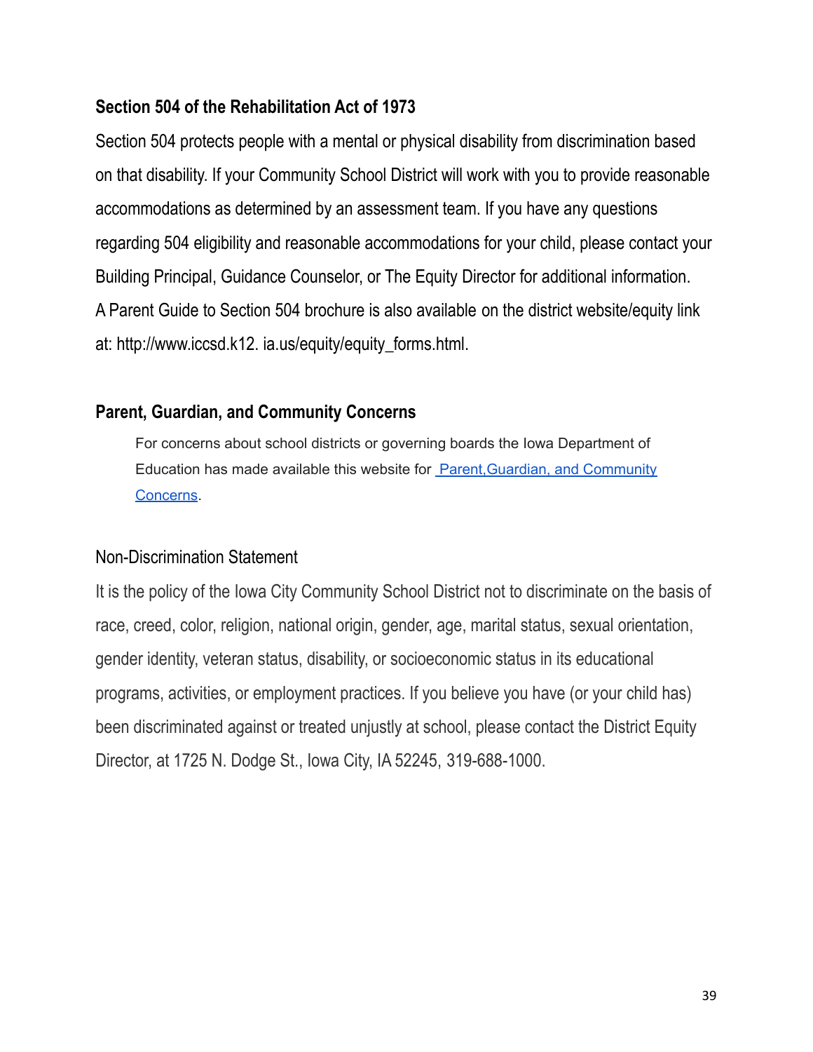### Section 504 of the Rehabilitation Act of 1973

Section 504 protects people with a mental or physical disability from discrimination based on that disability. If your Community School District will work with you to provide reasonable accommodations as determined by an assessment team. If you have any questions regarding 504 eligibility and reasonable accommodations for your child, please contact your Building Principal, Guidance Counselor, or The Equity Director for additional information.
A Parent Guide to Section 504 brochure is also available on the district website/equity link at: http://www.iccsd.k12. ia.us/equity/equity_forms.html.

### Parent, Guardian, and Community Concerns

> For concerns about school districts or governing boards the Iowa Department of Education has made available this website for [Parent,Guardian, and Community Concerns](#).

### Non-Discrimination Statement

It is the policy of the Iowa City Community School District not to discriminate on the basis of race, creed, color, religion, national origin, gender, age, marital status, sexual orientation, gender identity, veteran status, disability, or socioeconomic status in its educational programs, activities, or employment practices. If you believe you have (or your child has) been discriminated against or treated unjustly at school, please contact the District Equity Director, at 1725 N. Dodge St., Iowa City, IA 52245, 319-688-1000.